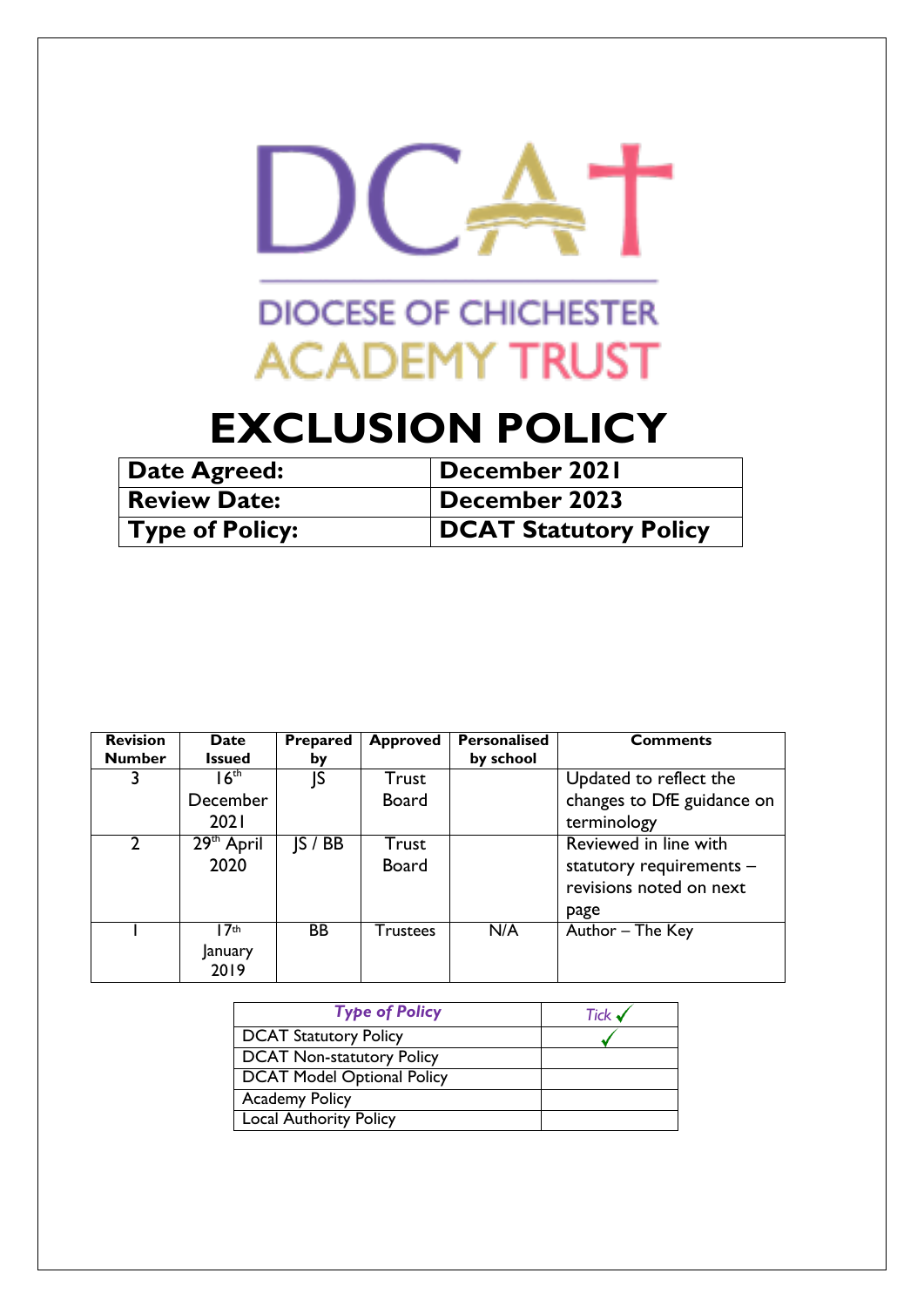DIOCESE OF CHICHESTER
ACADEMY TRUST

# EXCLUSION POLICY

| Date Agreed: | December 2021 |
|---|---|
| Review Date: | December 2023 |
| Type of Policy: | DCAT Statutory Policy |

| Revision Number | Date Issued | Prepared by | Approved | Personalised by school | Comments |
|---|---|---|---|---|---|
| 3 | 16th December 2021 | JS | Trust Board | | Updated to reflect the changes to DfE guidance on terminology |
| 2 | 29th April 2020 | JS / BB | Trust Board | | Reviewed in line with statutory requirements – revisions noted on next page |
| 1 | 17th January 2019 | BB | Trustees | N/A | Author – The Key |

| *Type of Policy* | *Tick* ✓ |
|---|---|
| DCAT Statutory Policy | ✓ |
| DCAT Non-statutory Policy | |
| DCAT Model Optional Policy | |
| Academy Policy | |
| Local Authority Policy | |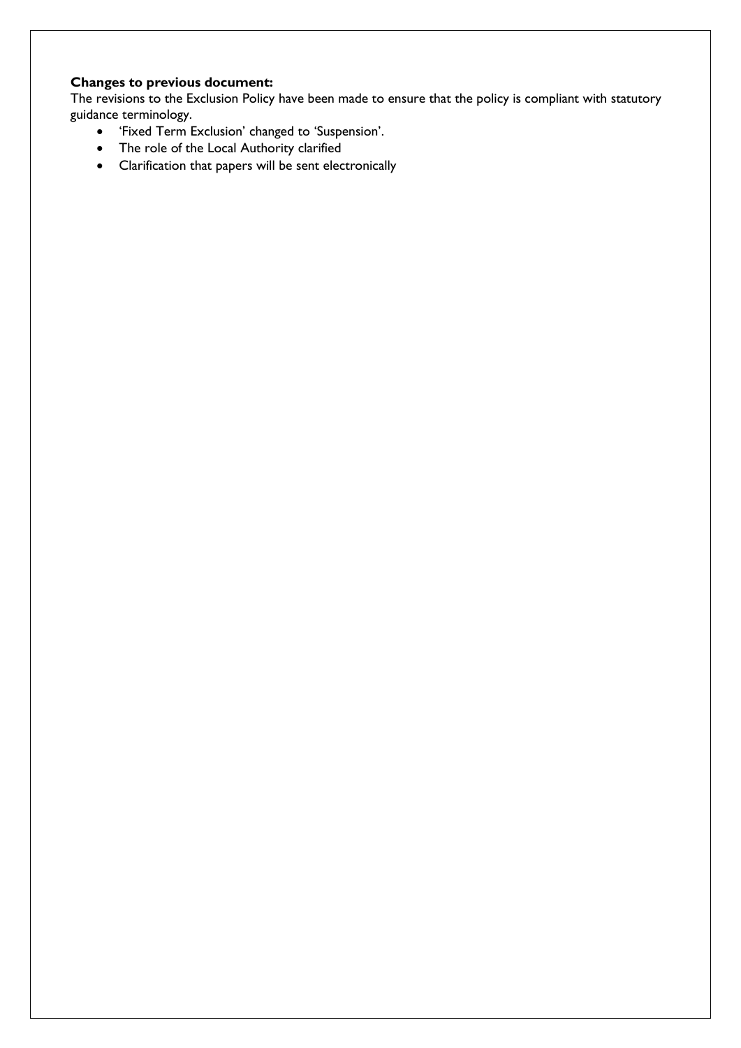**Changes to previous document:**

The revisions to the Exclusion Policy have been made to ensure that the policy is compliant with statutory guidance terminology.

- 'Fixed Term Exclusion' changed to 'Suspension'.
- The role of the Local Authority clarified
- Clarification that papers will be sent electronically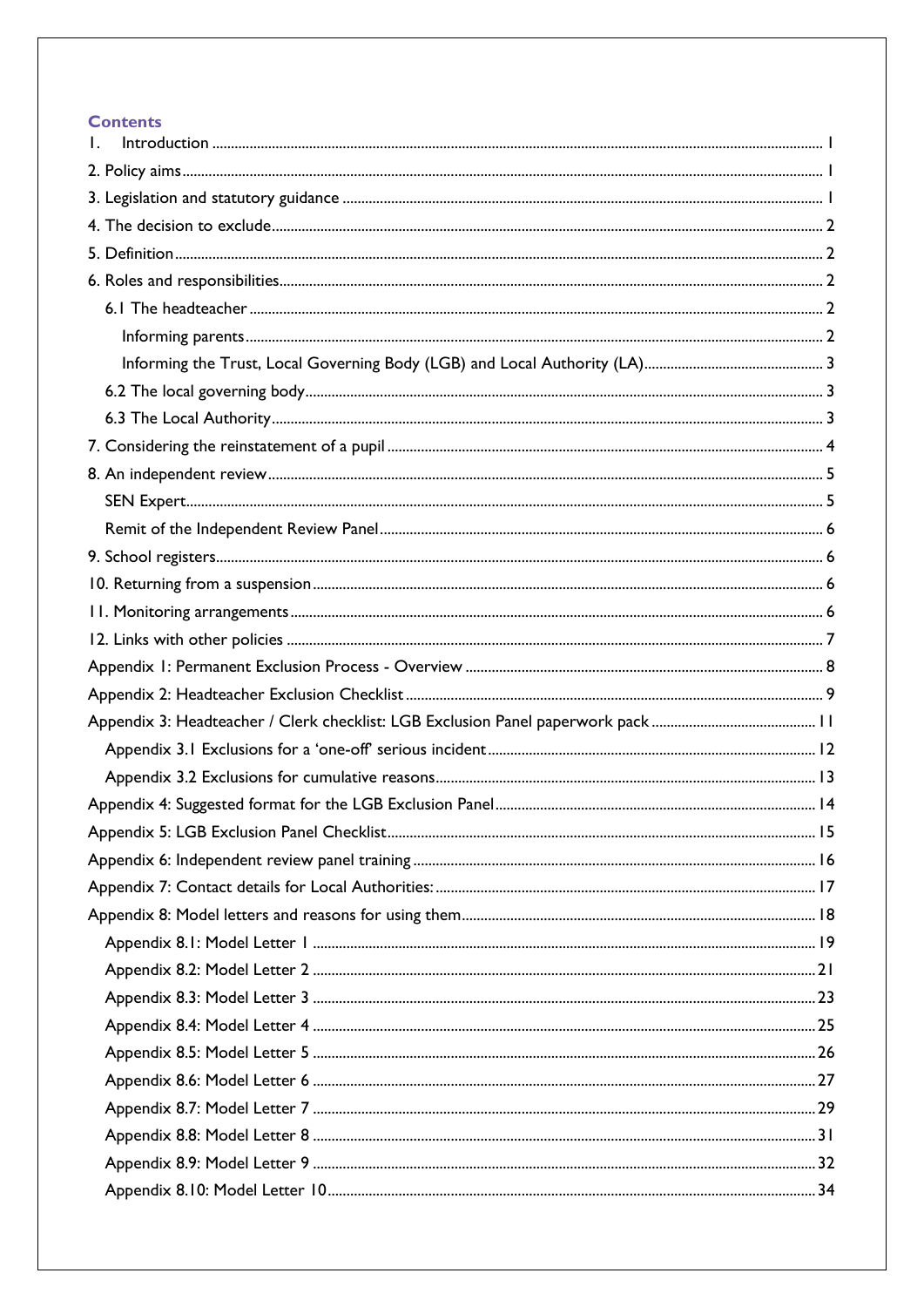## Contents

1. Introduction ..... 1
2. Policy aims ..... 1
3. Legislation and statutory guidance ..... 1
4. The decision to exclude ..... 2
5. Definition ..... 2
6. Roles and responsibilities ..... 2
   - 6.1 The headteacher ..... 2
     - Informing parents ..... 2
     - Informing the Trust, Local Governing Body (LGB) and Local Authority (LA) ..... 3
   - 6.2 The local governing body ..... 3
   - 6.3 The Local Authority ..... 3
7. Considering the reinstatement of a pupil ..... 4
8. An independent review ..... 5
   - SEN Expert ..... 5
   - Remit of the Independent Review Panel ..... 6
9. School registers ..... 6
10. Returning from a suspension ..... 6
11. Monitoring arrangements ..... 6
12. Links with other policies ..... 7

Appendix 1: Permanent Exclusion Process - Overview ..... 8
Appendix 2: Headteacher Exclusion Checklist ..... 9
Appendix 3: Headteacher / Clerk checklist: LGB Exclusion Panel paperwork pack ..... 11
- Appendix 3.1 Exclusions for a 'one-off' serious incident ..... 12
- Appendix 3.2 Exclusions for cumulative reasons ..... 13

Appendix 4: Suggested format for the LGB Exclusion Panel ..... 14
Appendix 5: LGB Exclusion Panel Checklist ..... 15
Appendix 6: Independent review panel training ..... 16
Appendix 7: Contact details for Local Authorities: ..... 17
Appendix 8: Model letters and reasons for using them ..... 18
- Appendix 8.1: Model Letter 1 ..... 19
- Appendix 8.2: Model Letter 2 ..... 21
- Appendix 8.3: Model Letter 3 ..... 23
- Appendix 8.4: Model Letter 4 ..... 25
- Appendix 8.5: Model Letter 5 ..... 26
- Appendix 8.6: Model Letter 6 ..... 27
- Appendix 8.7: Model Letter 7 ..... 29
- Appendix 8.8: Model Letter 8 ..... 31
- Appendix 8.9: Model Letter 9 ..... 32
- Appendix 8.10: Model Letter 10 ..... 34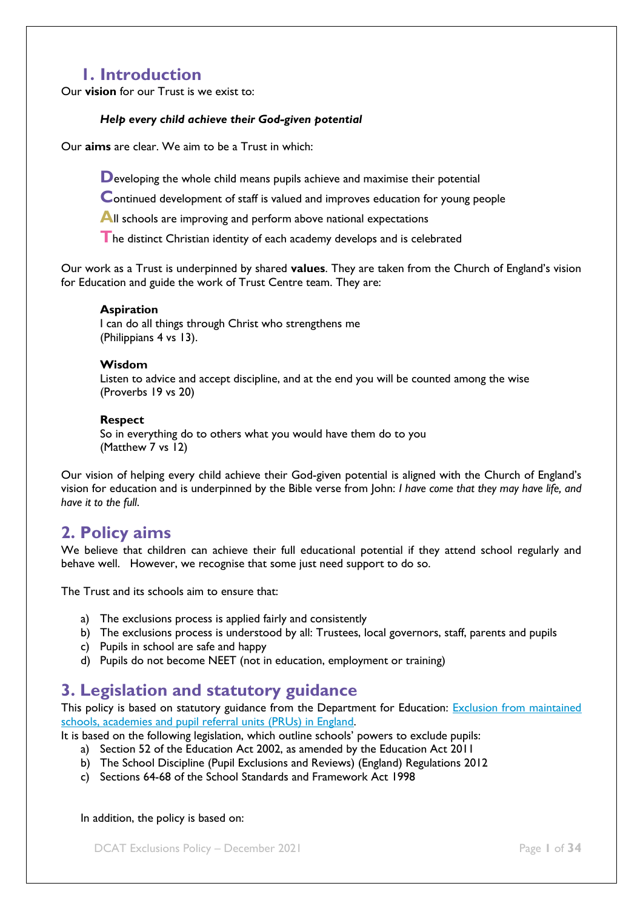## 1. Introduction

Our **vision** for our Trust is we exist to:

***Help every child achieve their God-given potential***

Our **aims** are clear. We aim to be a Trust in which:

**D**eveloping the whole child means pupils achieve and maximise their potential

**C**ontinued development of staff is valued and improves education for young people

**A**ll schools are improving and perform above national expectations

**T**he distinct Christian identity of each academy develops and is celebrated

Our work as a Trust is underpinned by shared **values**. They are taken from the Church of England's vision for Education and guide the work of Trust Centre team. They are:

**Aspiration**
I can do all things through Christ who strengthens me
(Philippians 4 vs 13).

**Wisdom**
Listen to advice and accept discipline, and at the end you will be counted among the wise
(Proverbs 19 vs 20)

**Respect**
So in everything do to others what you would have them do to you
(Matthew 7 vs 12)

Our vision of helping every child achieve their God-given potential is aligned with the Church of England's vision for education and is underpinned by the Bible verse from John: *I have come that they may have life, and have it to the full*.

## 2. Policy aims

We believe that children can achieve their full educational potential if they attend school regularly and behave well. However, we recognise that some just need support to do so.

The Trust and its schools aim to ensure that:

a) The exclusions process is applied fairly and consistently
b) The exclusions process is understood by all: Trustees, local governors, staff, parents and pupils
c) Pupils in school are safe and happy
d) Pupils do not become NEET (not in education, employment or training)

## 3. Legislation and statutory guidance

This policy is based on statutory guidance from the Department for Education: [Exclusion from maintained schools, academies and pupil referral units (PRUs) in England](https://www.gov.uk/government/publications/school-exclusion).

It is based on the following legislation, which outline schools' powers to exclude pupils:

a) Section 52 of the Education Act 2002, as amended by the Education Act 2011
b) The School Discipline (Pupil Exclusions and Reviews) (England) Regulations 2012
c) Sections 64-68 of the School Standards and Framework Act 1998

In addition, the policy is based on: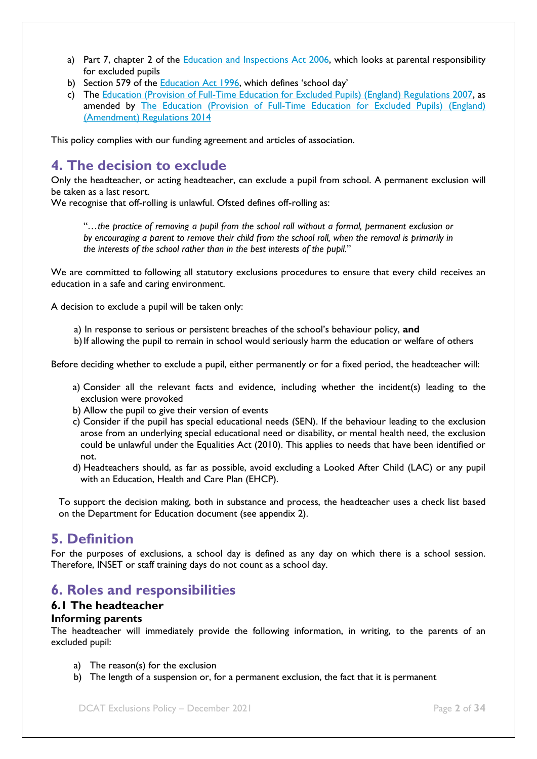a) Part 7, chapter 2 of the [Education and Inspections Act 2006](), which looks at parental responsibility for excluded pupils
b) Section 579 of the [Education Act 1996](), which defines 'school day'
c) The [Education (Provision of Full-Time Education for Excluded Pupils) (England) Regulations 2007](), as amended by [The Education (Provision of Full-Time Education for Excluded Pupils) (England) (Amendment) Regulations 2014]()

This policy complies with our funding agreement and articles of association.

## 4. The decision to exclude

Only the headteacher, or acting headteacher, can exclude a pupil from school. A permanent exclusion will be taken as a last resort.

We recognise that off-rolling is unlawful. Ofsted defines off-rolling as:

> "…*the practice of removing a pupil from the school roll without a formal, permanent exclusion or by encouraging a parent to remove their child from the school roll, when the removal is primarily in the interests of the school rather than in the best interests of the pupil.*"

We are committed to following all statutory exclusions procedures to ensure that every child receives an education in a safe and caring environment.

A decision to exclude a pupil will be taken only:

a) In response to serious or persistent breaches of the school's behaviour policy, **and**
b) If allowing the pupil to remain in school would seriously harm the education or welfare of others

Before deciding whether to exclude a pupil, either permanently or for a fixed period, the headteacher will:

a) Consider all the relevant facts and evidence, including whether the incident(s) leading to the exclusion were provoked
b) Allow the pupil to give their version of events
c) Consider if the pupil has special educational needs (SEN). If the behaviour leading to the exclusion arose from an underlying special educational need or disability, or mental health need, the exclusion could be unlawful under the Equalities Act (2010). This applies to needs that have been identified or not.
d) Headteachers should, as far as possible, avoid excluding a Looked After Child (LAC) or any pupil with an Education, Health and Care Plan (EHCP).

To support the decision making, both in substance and process, the headteacher uses a check list based on the Department for Education document (see appendix 2).

## 5. Definition

For the purposes of exclusions, a school day is defined as any day on which there is a school session. Therefore, INSET or staff training days do not count as a school day.

## 6. Roles and responsibilities

### 6.1 The headteacher

#### Informing parents

The headteacher will immediately provide the following information, in writing, to the parents of an excluded pupil:

a) The reason(s) for the exclusion
b) The length of a suspension or, for a permanent exclusion, the fact that it is permanent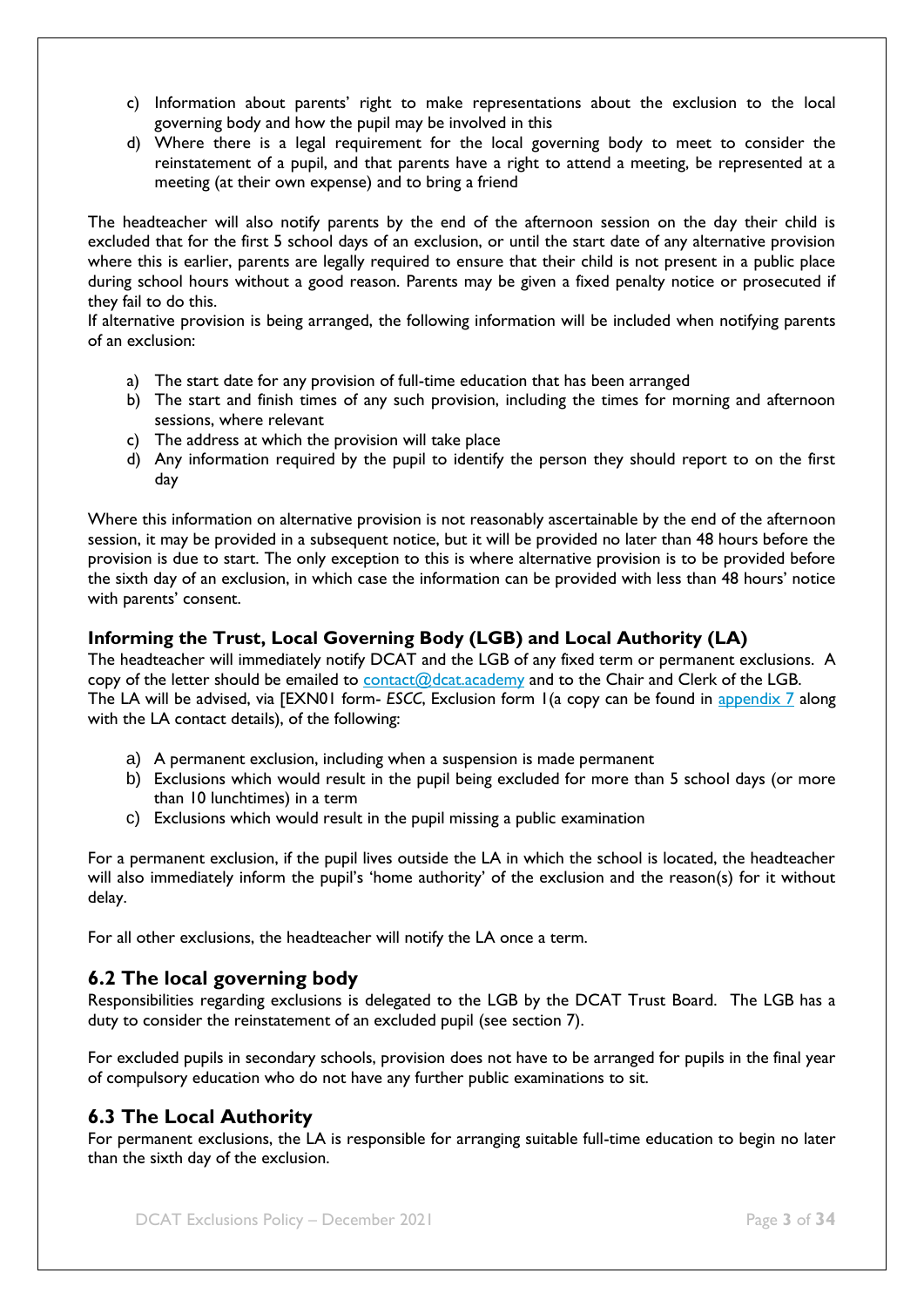c) Information about parents' right to make representations about the exclusion to the local governing body and how the pupil may be involved in this
d) Where there is a legal requirement for the local governing body to meet to consider the reinstatement of a pupil, and that parents have a right to attend a meeting, be represented at a meeting (at their own expense) and to bring a friend

The headteacher will also notify parents by the end of the afternoon session on the day their child is excluded that for the first 5 school days of an exclusion, or until the start date of any alternative provision where this is earlier, parents are legally required to ensure that their child is not present in a public place during school hours without a good reason. Parents may be given a fixed penalty notice or prosecuted if they fail to do this.
If alternative provision is being arranged, the following information will be included when notifying parents of an exclusion:

a) The start date for any provision of full-time education that has been arranged
b) The start and finish times of any such provision, including the times for morning and afternoon sessions, where relevant
c) The address at which the provision will take place
d) Any information required by the pupil to identify the person they should report to on the first day

Where this information on alternative provision is not reasonably ascertainable by the end of the afternoon session, it may be provided in a subsequent notice, but it will be provided no later than 48 hours before the provision is due to start. The only exception to this is where alternative provision is to be provided before the sixth day of an exclusion, in which case the information can be provided with less than 48 hours' notice with parents' consent.

### Informing the Trust, Local Governing Body (LGB) and Local Authority (LA)

The headteacher will immediately notify DCAT and the LGB of any fixed term or permanent exclusions. A copy of the letter should be emailed to contact@dcat.academy and to the Chair and Clerk of the LGB.
The LA will be advised, via [EXN01 form- *ESCC*, Exclusion form 1(a copy can be found in appendix 7 along with the LA contact details), of the following:

a) A permanent exclusion, including when a suspension is made permanent
b) Exclusions which would result in the pupil being excluded for more than 5 school days (or more than 10 lunchtimes) in a term
c) Exclusions which would result in the pupil missing a public examination

For a permanent exclusion, if the pupil lives outside the LA in which the school is located, the headteacher will also immediately inform the pupil's 'home authority' of the exclusion and the reason(s) for it without delay.

For all other exclusions, the headteacher will notify the LA once a term.

## 6.2 The local governing body

Responsibilities regarding exclusions is delegated to the LGB by the DCAT Trust Board. The LGB has a duty to consider the reinstatement of an excluded pupil (see section 7).

For excluded pupils in secondary schools, provision does not have to be arranged for pupils in the final year of compulsory education who do not have any further public examinations to sit.

## 6.3 The Local Authority

For permanent exclusions, the LA is responsible for arranging suitable full-time education to begin no later than the sixth day of the exclusion.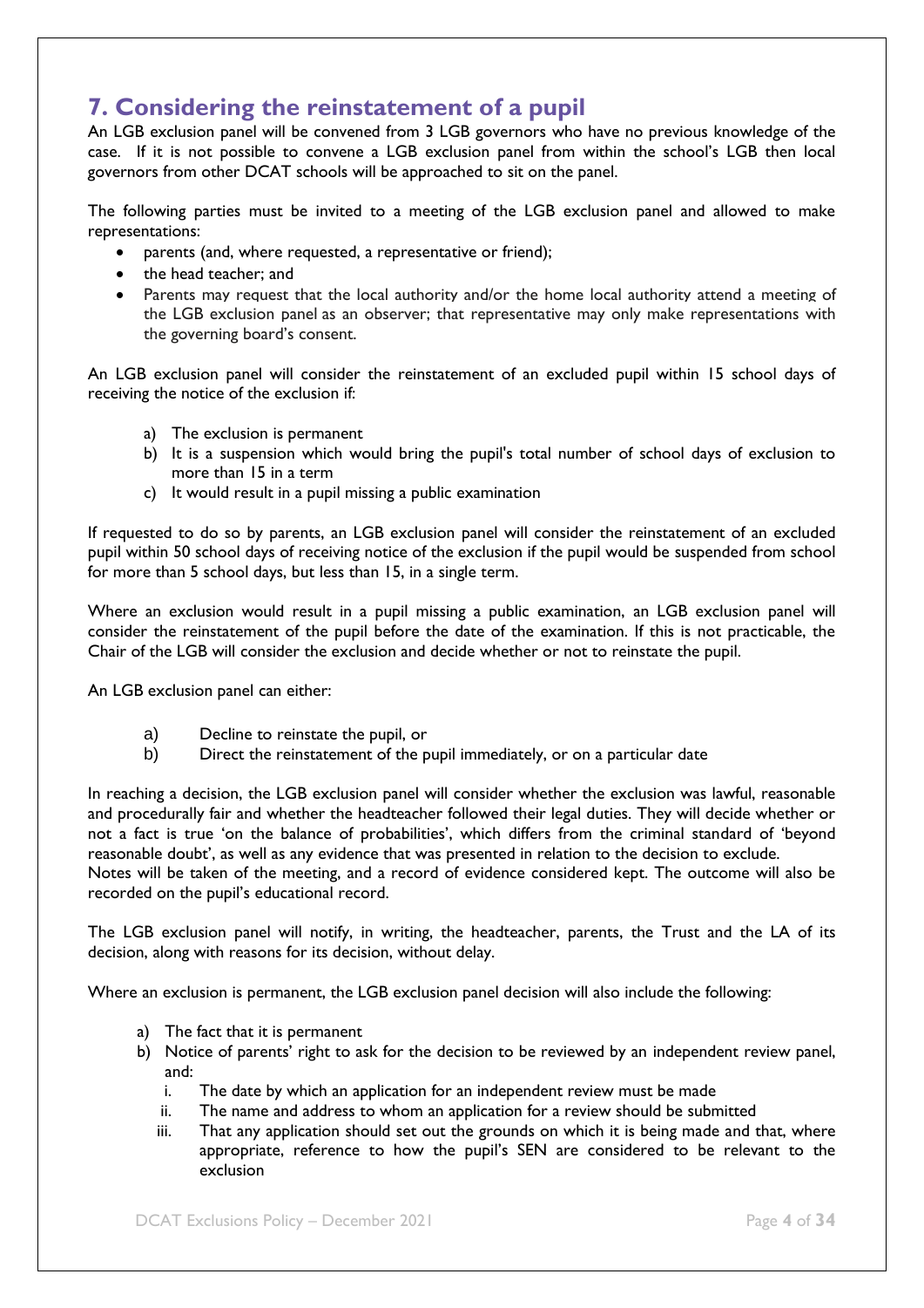## 7. Considering the reinstatement of a pupil

An LGB exclusion panel will be convened from 3 LGB governors who have no previous knowledge of the case. If it is not possible to convene a LGB exclusion panel from within the school's LGB then local governors from other DCAT schools will be approached to sit on the panel.

The following parties must be invited to a meeting of the LGB exclusion panel and allowed to make representations:

- parents (and, where requested, a representative or friend);
- the head teacher; and
- Parents may request that the local authority and/or the home local authority attend a meeting of the LGB exclusion panel as an observer; that representative may only make representations with the governing board's consent.

An LGB exclusion panel will consider the reinstatement of an excluded pupil within 15 school days of receiving the notice of the exclusion if:

a) The exclusion is permanent
b) It is a suspension which would bring the pupil's total number of school days of exclusion to more than 15 in a term
c) It would result in a pupil missing a public examination

If requested to do so by parents, an LGB exclusion panel will consider the reinstatement of an excluded pupil within 50 school days of receiving notice of the exclusion if the pupil would be suspended from school for more than 5 school days, but less than 15, in a single term.

Where an exclusion would result in a pupil missing a public examination, an LGB exclusion panel will consider the reinstatement of the pupil before the date of the examination. If this is not practicable, the Chair of the LGB will consider the exclusion and decide whether or not to reinstate the pupil.

An LGB exclusion panel can either:

a) Decline to reinstate the pupil, or
b) Direct the reinstatement of the pupil immediately, or on a particular date

In reaching a decision, the LGB exclusion panel will consider whether the exclusion was lawful, reasonable and procedurally fair and whether the headteacher followed their legal duties. They will decide whether or not a fact is true 'on the balance of probabilities', which differs from the criminal standard of 'beyond reasonable doubt', as well as any evidence that was presented in relation to the decision to exclude.
Notes will be taken of the meeting, and a record of evidence considered kept. The outcome will also be recorded on the pupil's educational record.

The LGB exclusion panel will notify, in writing, the headteacher, parents, the Trust and the LA of its decision, along with reasons for its decision, without delay.

Where an exclusion is permanent, the LGB exclusion panel decision will also include the following:

a) The fact that it is permanent
b) Notice of parents' right to ask for the decision to be reviewed by an independent review panel, and:
    i. The date by which an application for an independent review must be made
    ii. The name and address to whom an application for a review should be submitted
    iii. That any application should set out the grounds on which it is being made and that, where appropriate, reference to how the pupil's SEN are considered to be relevant to the exclusion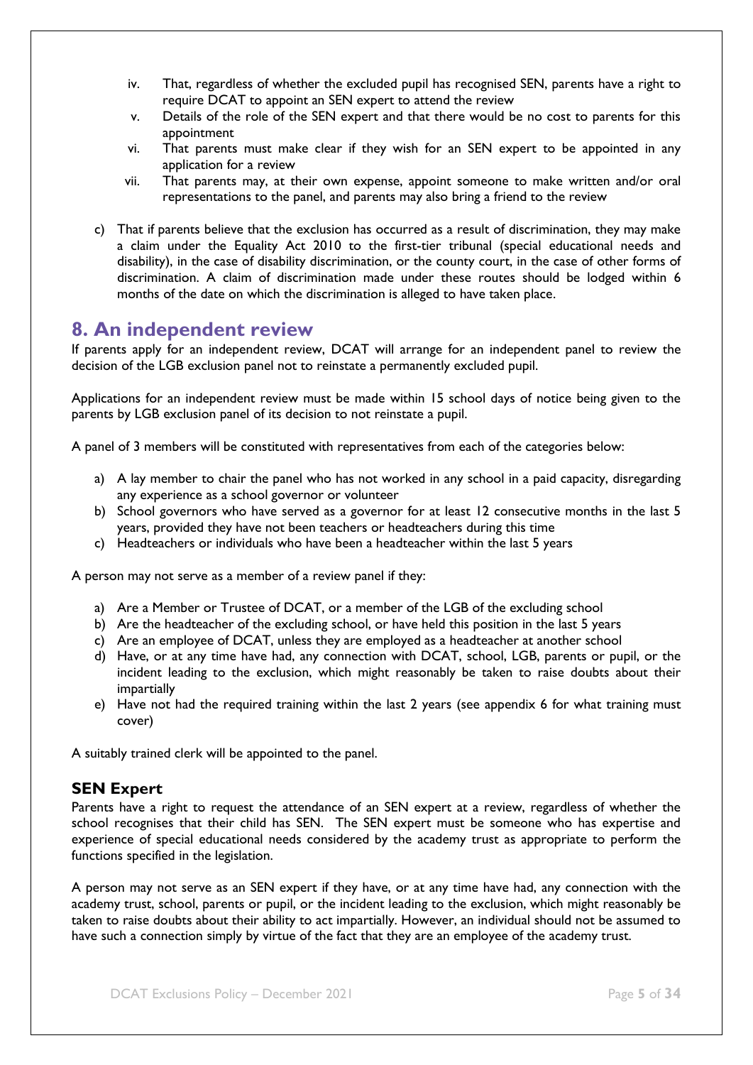iv. That, regardless of whether the excluded pupil has recognised SEN, parents have a right to require DCAT to appoint an SEN expert to attend the review
v. Details of the role of the SEN expert and that there would be no cost to parents for this appointment
vi. That parents must make clear if they wish for an SEN expert to be appointed in any application for a review
vii. That parents may, at their own expense, appoint someone to make written and/or oral representations to the panel, and parents may also bring a friend to the review

c) That if parents believe that the exclusion has occurred as a result of discrimination, they may make a claim under the Equality Act 2010 to the first-tier tribunal (special educational needs and disability), in the case of disability discrimination, or the county court, in the case of other forms of discrimination. A claim of discrimination made under these routes should be lodged within 6 months of the date on which the discrimination is alleged to have taken place.

## 8. An independent review

If parents apply for an independent review, DCAT will arrange for an independent panel to review the decision of the LGB exclusion panel not to reinstate a permanently excluded pupil.

Applications for an independent review must be made within 15 school days of notice being given to the parents by LGB exclusion panel of its decision to not reinstate a pupil.

A panel of 3 members will be constituted with representatives from each of the categories below:

a) A lay member to chair the panel who has not worked in any school in a paid capacity, disregarding any experience as a school governor or volunteer
b) School governors who have served as a governor for at least 12 consecutive months in the last 5 years, provided they have not been teachers or headteachers during this time
c) Headteachers or individuals who have been a headteacher within the last 5 years

A person may not serve as a member of a review panel if they:

a) Are a Member or Trustee of DCAT, or a member of the LGB of the excluding school
b) Are the headteacher of the excluding school, or have held this position in the last 5 years
c) Are an employee of DCAT, unless they are employed as a headteacher at another school
d) Have, or at any time have had, any connection with DCAT, school, LGB, parents or pupil, or the incident leading to the exclusion, which might reasonably be taken to raise doubts about their impartially
e) Have not had the required training within the last 2 years (see appendix 6 for what training must cover)

A suitably trained clerk will be appointed to the panel.

### SEN Expert

Parents have a right to request the attendance of an SEN expert at a review, regardless of whether the school recognises that their child has SEN. The SEN expert must be someone who has expertise and experience of special educational needs considered by the academy trust as appropriate to perform the functions specified in the legislation.

A person may not serve as an SEN expert if they have, or at any time have had, any connection with the academy trust, school, parents or pupil, or the incident leading to the exclusion, which might reasonably be taken to raise doubts about their ability to act impartially. However, an individual should not be assumed to have such a connection simply by virtue of the fact that they are an employee of the academy trust.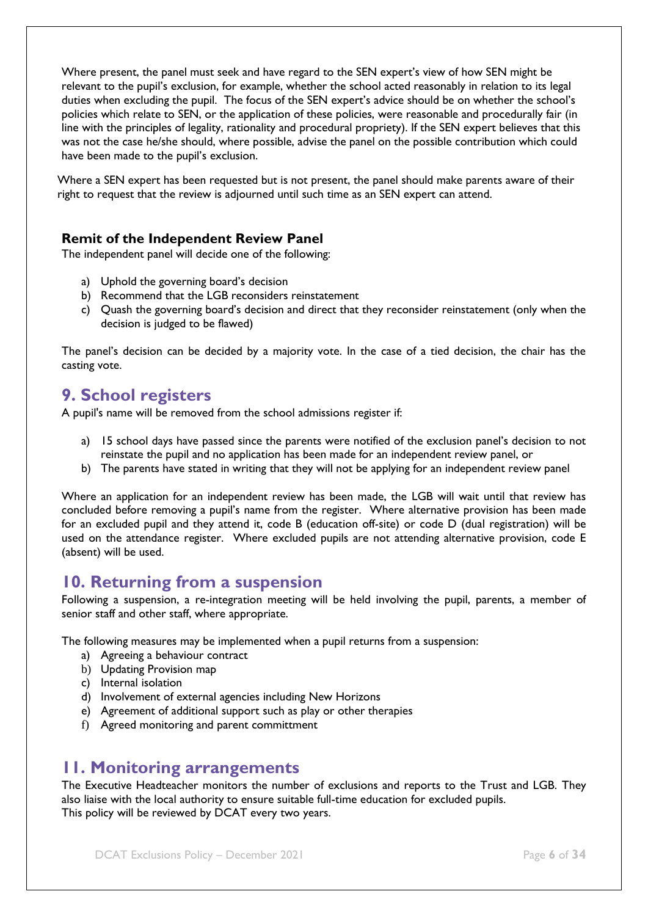Where present, the panel must seek and have regard to the SEN expert's view of how SEN might be relevant to the pupil's exclusion, for example, whether the school acted reasonably in relation to its legal duties when excluding the pupil. The focus of the SEN expert's advice should be on whether the school's policies which relate to SEN, or the application of these policies, were reasonable and procedurally fair (in line with the principles of legality, rationality and procedural propriety). If the SEN expert believes that this was not the case he/she should, where possible, advise the panel on the possible contribution which could have been made to the pupil's exclusion.

Where a SEN expert has been requested but is not present, the panel should make parents aware of their right to request that the review is adjourned until such time as an SEN expert can attend.

### Remit of the Independent Review Panel

The independent panel will decide one of the following:

a) Uphold the governing board's decision
b) Recommend that the LGB reconsiders reinstatement
c) Quash the governing board's decision and direct that they reconsider reinstatement (only when the decision is judged to be flawed)

The panel's decision can be decided by a majority vote. In the case of a tied decision, the chair has the casting vote.

## 9. School registers

A pupil's name will be removed from the school admissions register if:

a) 15 school days have passed since the parents were notified of the exclusion panel's decision to not reinstate the pupil and no application has been made for an independent review panel, or
b) The parents have stated in writing that they will not be applying for an independent review panel

Where an application for an independent review has been made, the LGB will wait until that review has concluded before removing a pupil's name from the register. Where alternative provision has been made for an excluded pupil and they attend it, code B (education off-site) or code D (dual registration) will be used on the attendance register. Where excluded pupils are not attending alternative provision, code E (absent) will be used.

## 10. Returning from a suspension

Following a suspension, a re-integration meeting will be held involving the pupil, parents, a member of senior staff and other staff, where appropriate.

The following measures may be implemented when a pupil returns from a suspension:

a) Agreeing a behaviour contract
b) Updating Provision map
c) Internal isolation
d) Involvement of external agencies including New Horizons
e) Agreement of additional support such as play or other therapies
f) Agreed monitoring and parent committment

## 11. Monitoring arrangements

The Executive Headteacher monitors the number of exclusions and reports to the Trust and LGB. They also liaise with the local authority to ensure suitable full-time education for excluded pupils.
This policy will be reviewed by DCAT every two years.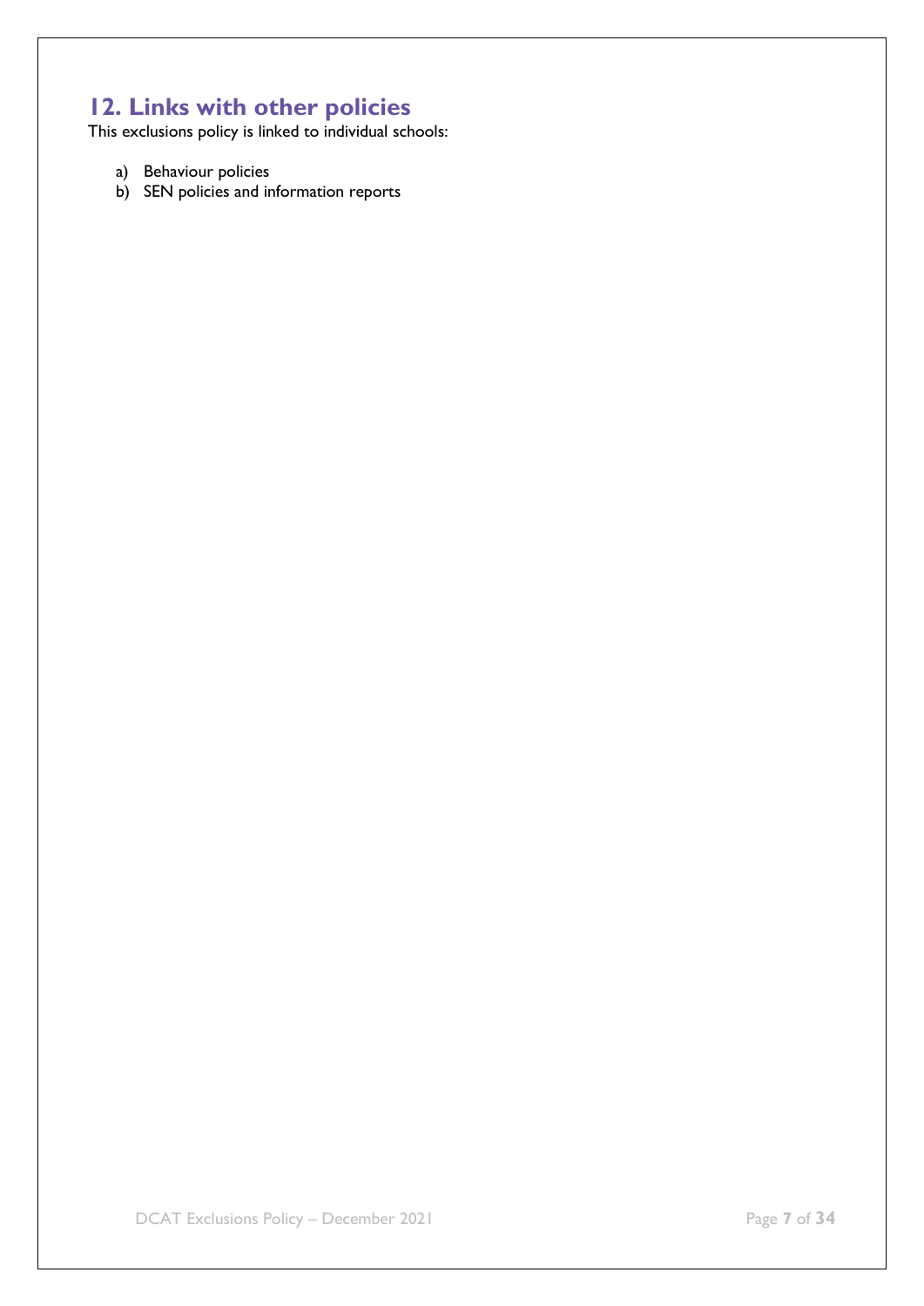## 12. Links with other policies

This exclusions policy is linked to individual schools:

a) Behaviour policies
b) SEN policies and information reports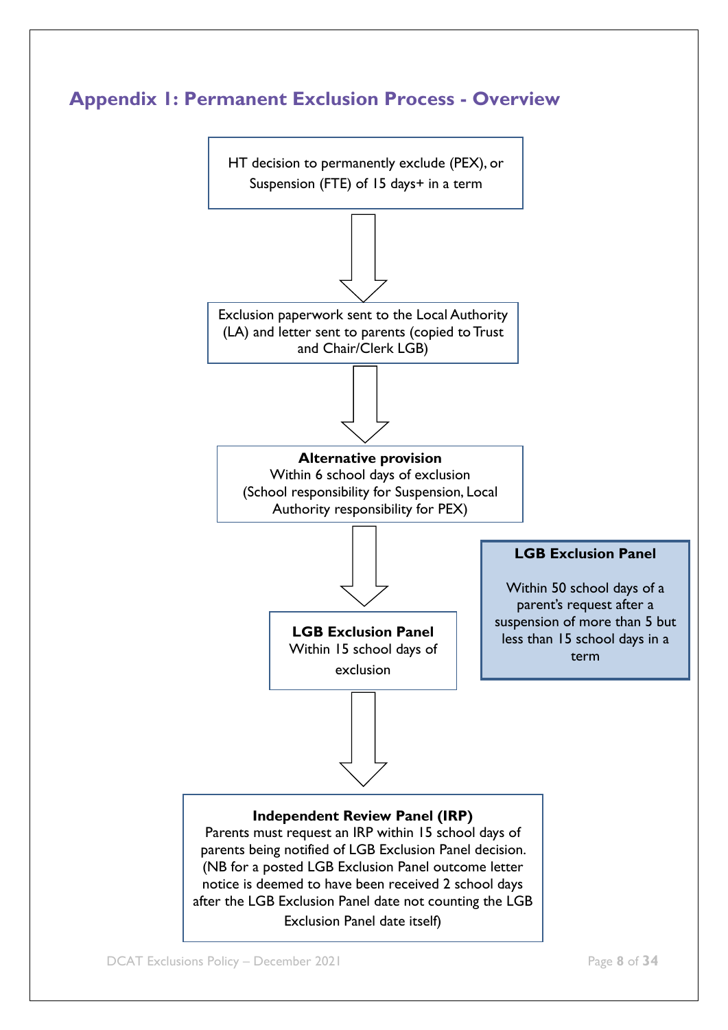## Appendix 1: Permanent Exclusion Process - Overview

HT decision to permanently exclude (PEX), or Suspension (FTE) of 15 days+ in a term

↓

Exclusion paperwork sent to the Local Authority (LA) and letter sent to parents (copied to Trust and Chair/Clerk LGB)

↓

**Alternative provision**
Within 6 school days of exclusion
(School responsibility for Suspension, Local Authority responsibility for PEX)

↓

**LGB Exclusion Panel**
Within 15 school days of exclusion

↓

**Independent Review Panel (IRP)**
Parents must request an IRP within 15 school days of parents being notified of LGB Exclusion Panel decision. (NB for a posted LGB Exclusion Panel outcome letter notice is deemed to have been received 2 school days after the LGB Exclusion Panel date not counting the LGB Exclusion Panel date itself)

---

**LGB Exclusion Panel**

Within 50 school days of a parent's request after a suspension of more than 5 but less than 15 school days in a term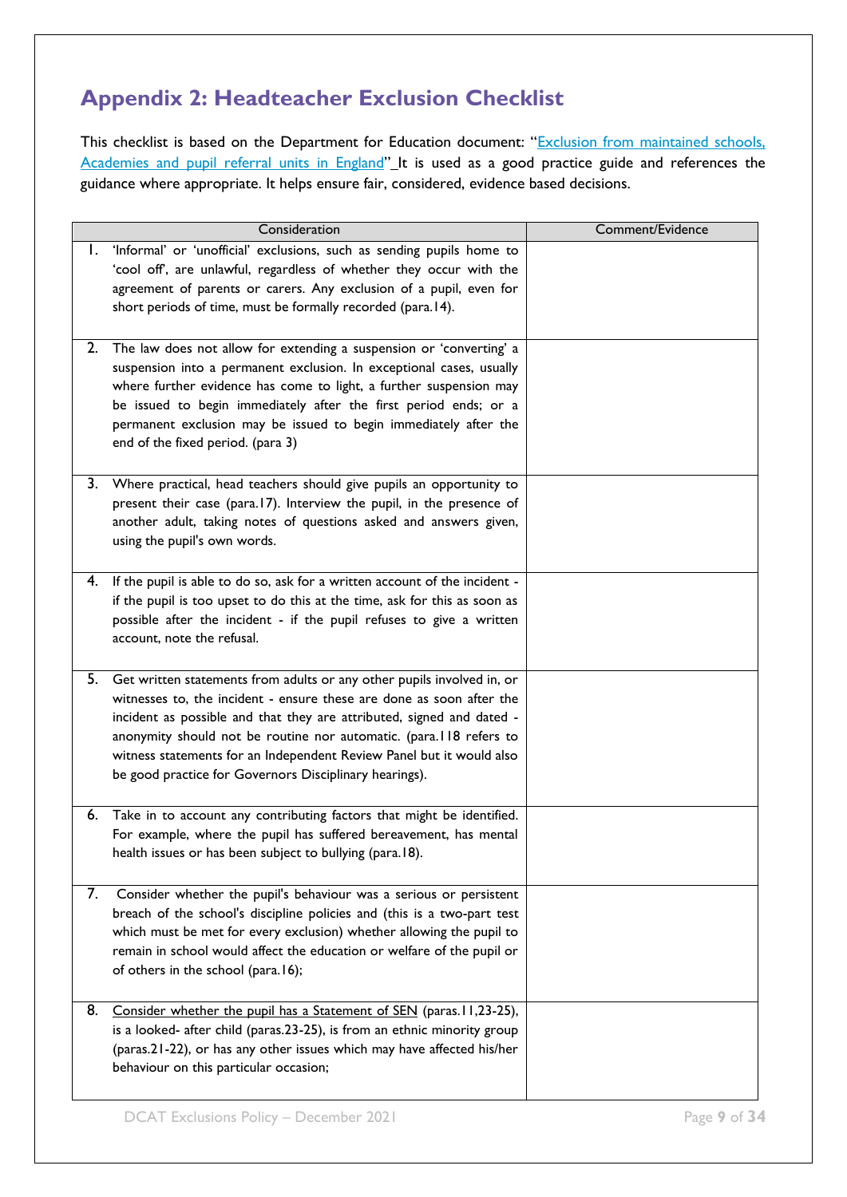## Appendix 2: Headteacher Exclusion Checklist

This checklist is based on the Department for Education document: "Exclusion from maintained schools, Academies and pupil referral units in England" It is used as a good practice guide and references the guidance where appropriate. It helps ensure fair, considered, evidence based decisions.

| Consideration | Comment/Evidence |
|---|---|
| 1. 'Informal' or 'unofficial' exclusions, such as sending pupils home to 'cool off', are unlawful, regardless of whether they occur with the agreement of parents or carers. Any exclusion of a pupil, even for short periods of time, must be formally recorded (para.14). | |
| 2. The law does not allow for extending a suspension or 'converting' a suspension into a permanent exclusion. In exceptional cases, usually where further evidence has come to light, a further suspension may be issued to begin immediately after the first period ends; or a permanent exclusion may be issued to begin immediately after the end of the fixed period. (para 3) | |
| 3. Where practical, head teachers should give pupils an opportunity to present their case (para.17). Interview the pupil, in the presence of another adult, taking notes of questions asked and answers given, using the pupil's own words. | |
| 4. If the pupil is able to do so, ask for a written account of the incident - if the pupil is too upset to do this at the time, ask for this as soon as possible after the incident - if the pupil refuses to give a written account, note the refusal. | |
| 5. Get written statements from adults or any other pupils involved in, or witnesses to, the incident - ensure these are done as soon after the incident as possible and that they are attributed, signed and dated - anonymity should not be routine nor automatic. (para.118 refers to witness statements for an Independent Review Panel but it would also be good practice for Governors Disciplinary hearings). | |
| 6. Take in to account any contributing factors that might be identified. For example, where the pupil has suffered bereavement, has mental health issues or has been subject to bullying (para.18). | |
| 7. Consider whether the pupil's behaviour was a serious or persistent breach of the school's discipline policies and (this is a two-part test which must be met for every exclusion) whether allowing the pupil to remain in school would affect the education or welfare of the pupil or of others in the school (para.16); | |
| 8. Consider whether the pupil has a Statement of SEN (paras.11,23-25), is a looked- after child (paras.23-25), is from an ethnic minority group (paras.21-22), or has any other issues which may have affected his/her behaviour on this particular occasion; | |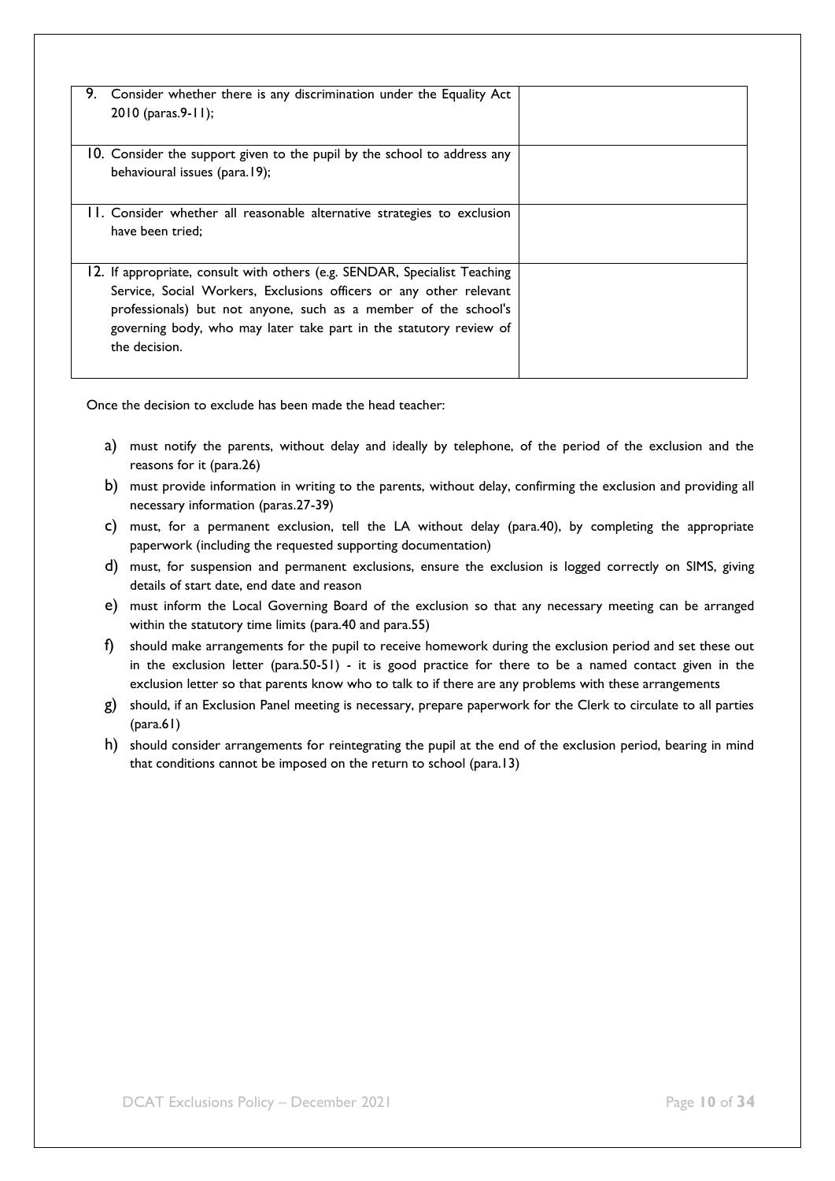| | |
|---|---|
| 9. Consider whether there is any discrimination under the Equality Act 2010 (paras.9-11); | |
| 10. Consider the support given to the pupil by the school to address any behavioural issues (para.19); | |
| 11. Consider whether all reasonable alternative strategies to exclusion have been tried; | |
| 12. If appropriate, consult with others (e.g. SENDAR, Specialist Teaching Service, Social Workers, Exclusions officers or any other relevant professionals) but not anyone, such as a member of the school's governing body, who may later take part in the statutory review of the decision. | |

Once the decision to exclude has been made the head teacher:

a) must notify the parents, without delay and ideally by telephone, of the period of the exclusion and the reasons for it (para.26)

b) must provide information in writing to the parents, without delay, confirming the exclusion and providing all necessary information (paras.27-39)

c) must, for a permanent exclusion, tell the LA without delay (para.40), by completing the appropriate paperwork (including the requested supporting documentation)

d) must, for suspension and permanent exclusions, ensure the exclusion is logged correctly on SIMS, giving details of start date, end date and reason

e) must inform the Local Governing Board of the exclusion so that any necessary meeting can be arranged within the statutory time limits (para.40 and para.55)

f) should make arrangements for the pupil to receive homework during the exclusion period and set these out in the exclusion letter (para.50-51) - it is good practice for there to be a named contact given in the exclusion letter so that parents know who to talk to if there are any problems with these arrangements

g) should, if an Exclusion Panel meeting is necessary, prepare paperwork for the Clerk to circulate to all parties (para.61)

h) should consider arrangements for reintegrating the pupil at the end of the exclusion period, bearing in mind that conditions cannot be imposed on the return to school (para.13)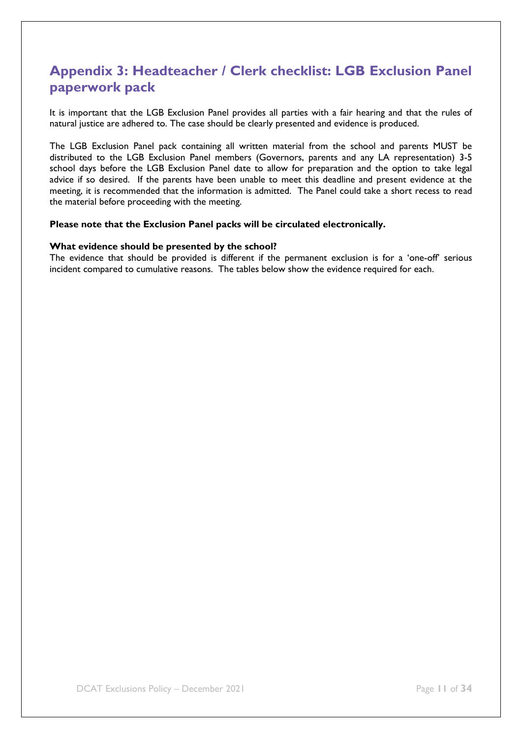## Appendix 3: Headteacher / Clerk checklist: LGB Exclusion Panel paperwork pack

It is important that the LGB Exclusion Panel provides all parties with a fair hearing and that the rules of natural justice are adhered to. The case should be clearly presented and evidence is produced.

The LGB Exclusion Panel pack containing all written material from the school and parents MUST be distributed to the LGB Exclusion Panel members (Governors, parents and any LA representation) 3-5 school days before the LGB Exclusion Panel date to allow for preparation and the option to take legal advice if so desired. If the parents have been unable to meet this deadline and present evidence at the meeting, it is recommended that the information is admitted. The Panel could take a short recess to read the material before proceeding with the meeting.

**Please note that the Exclusion Panel packs will be circulated electronically.**

**What evidence should be presented by the school?**

The evidence that should be provided is different if the permanent exclusion is for a 'one-off' serious incident compared to cumulative reasons. The tables below show the evidence required for each.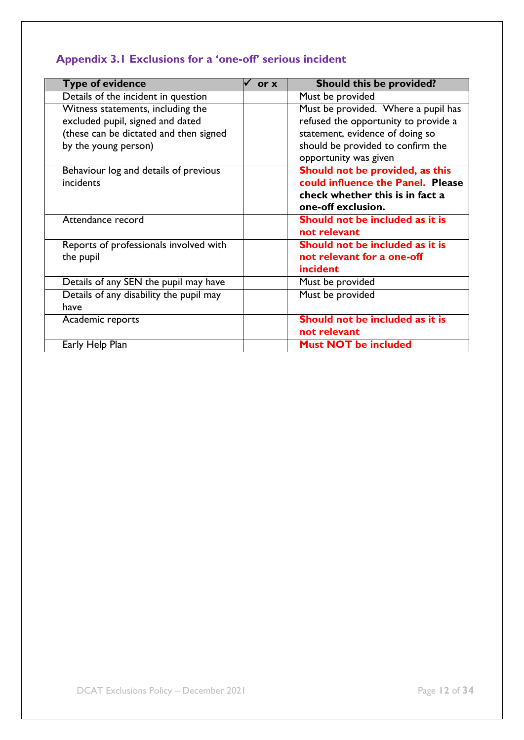## Appendix 3.1 Exclusions for a 'one-off' serious incident

| Type of evidence | ✓ or x | Should this be provided? |
|---|---|---|
| Details of the incident in question | | Must be provided |
| Witness statements, including the excluded pupil, signed and dated (these can be dictated and then signed by the young person) | | Must be provided. Where a pupil has refused the opportunity to provide a statement, evidence of doing so should be provided to confirm the opportunity was given |
| Behaviour log and details of previous incidents | | **Should not be provided, as this could influence the Panel. Please check whether this is in fact a one-off exclusion.** |
| Attendance record | | **Should not be included as it is not relevant** |
| Reports of professionals involved with the pupil | | **Should not be included as it is not relevant for a one-off incident** |
| Details of any SEN the pupil may have | | Must be provided |
| Details of any disability the pupil may have | | Must be provided |
| Academic reports | | **Should not be included as it is not relevant** |
| Early Help Plan | | **Must NOT be included** |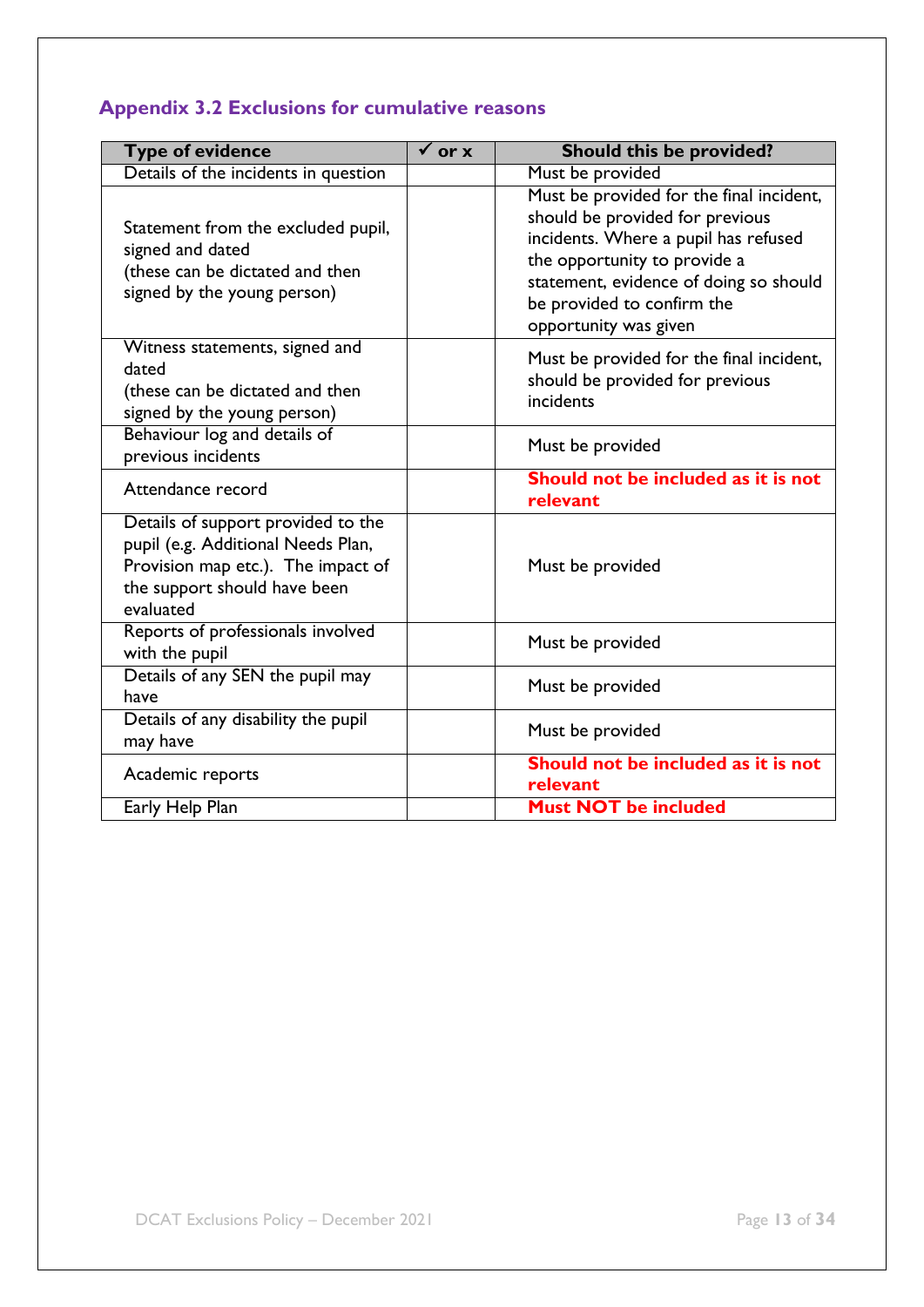## Appendix 3.2 Exclusions for cumulative reasons

| Type of evidence | ✓ or x | Should this be provided? |
| --- | --- | --- |
| Details of the incidents in question | | Must be provided |
| Statement from the excluded pupil, signed and dated (these can be dictated and then signed by the young person) | | Must be provided for the final incident, should be provided for previous incidents. Where a pupil has refused the opportunity to provide a statement, evidence of doing so should be provided to confirm the opportunity was given |
| Witness statements, signed and dated (these can be dictated and then signed by the young person) | | Must be provided for the final incident, should be provided for previous incidents |
| Behaviour log and details of previous incidents | | Must be provided |
| Attendance record | | **Should not be included as it is not relevant** |
| Details of support provided to the pupil (e.g. Additional Needs Plan, Provision map etc.). The impact of the support should have been evaluated | | Must be provided |
| Reports of professionals involved with the pupil | | Must be provided |
| Details of any SEN the pupil may have | | Must be provided |
| Details of any disability the pupil may have | | Must be provided |
| Academic reports | | **Should not be included as it is not relevant** |
| Early Help Plan | | **Must NOT be included** |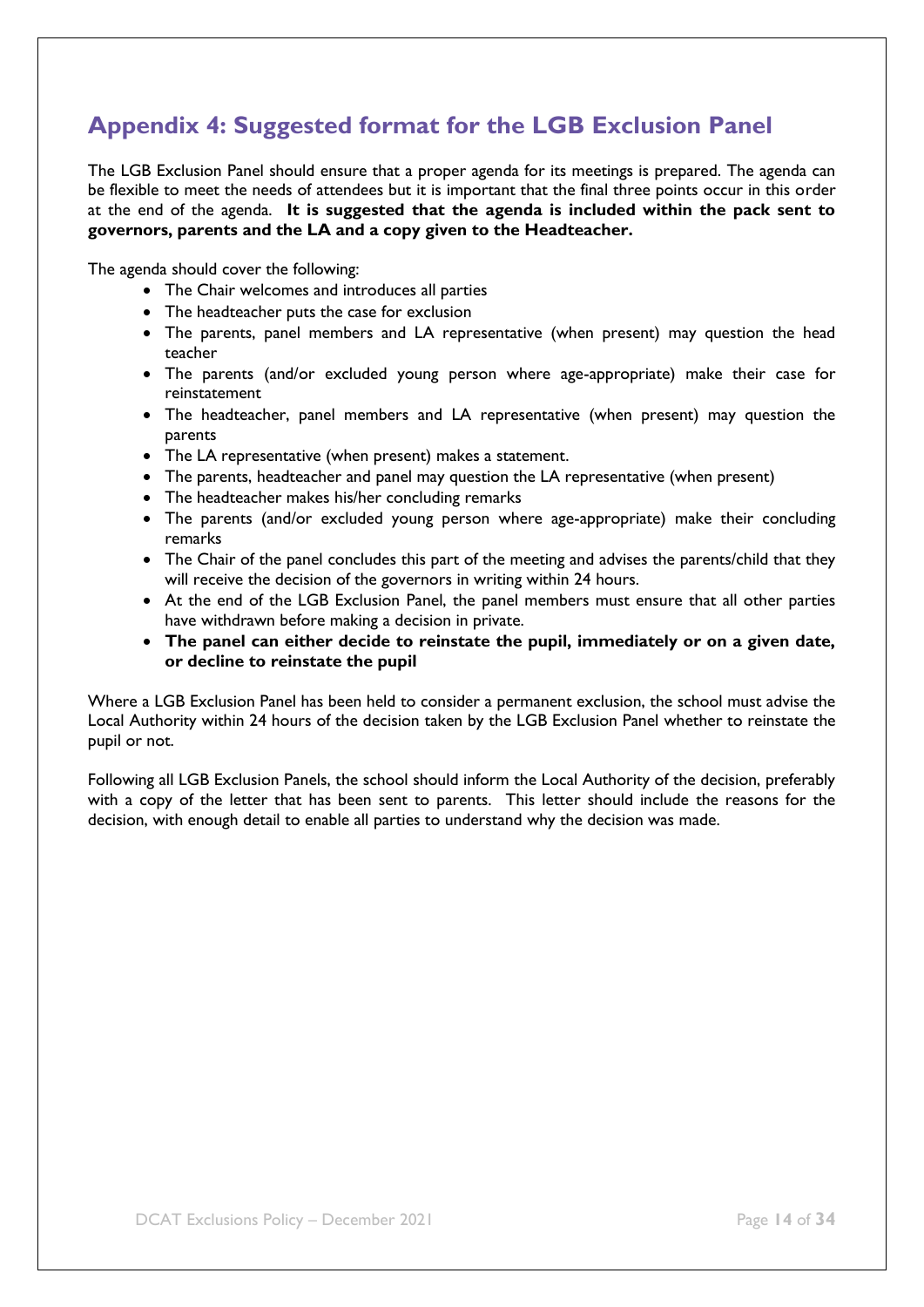## Appendix 4: Suggested format for the LGB Exclusion Panel

The LGB Exclusion Panel should ensure that a proper agenda for its meetings is prepared. The agenda can be flexible to meet the needs of attendees but it is important that the final three points occur in this order at the end of the agenda. **It is suggested that the agenda is included within the pack sent to governors, parents and the LA and a copy given to the Headteacher.**

The agenda should cover the following:

- The Chair welcomes and introduces all parties
- The headteacher puts the case for exclusion
- The parents, panel members and LA representative (when present) may question the head teacher
- The parents (and/or excluded young person where age-appropriate) make their case for reinstatement
- The headteacher, panel members and LA representative (when present) may question the parents
- The LA representative (when present) makes a statement.
- The parents, headteacher and panel may question the LA representative (when present)
- The headteacher makes his/her concluding remarks
- The parents (and/or excluded young person where age-appropriate) make their concluding remarks
- The Chair of the panel concludes this part of the meeting and advises the parents/child that they will receive the decision of the governors in writing within 24 hours.
- At the end of the LGB Exclusion Panel, the panel members must ensure that all other parties have withdrawn before making a decision in private.
- **The panel can either decide to reinstate the pupil, immediately or on a given date, or decline to reinstate the pupil**

Where a LGB Exclusion Panel has been held to consider a permanent exclusion, the school must advise the Local Authority within 24 hours of the decision taken by the LGB Exclusion Panel whether to reinstate the pupil or not.

Following all LGB Exclusion Panels, the school should inform the Local Authority of the decision, preferably with a copy of the letter that has been sent to parents. This letter should include the reasons for the decision, with enough detail to enable all parties to understand why the decision was made.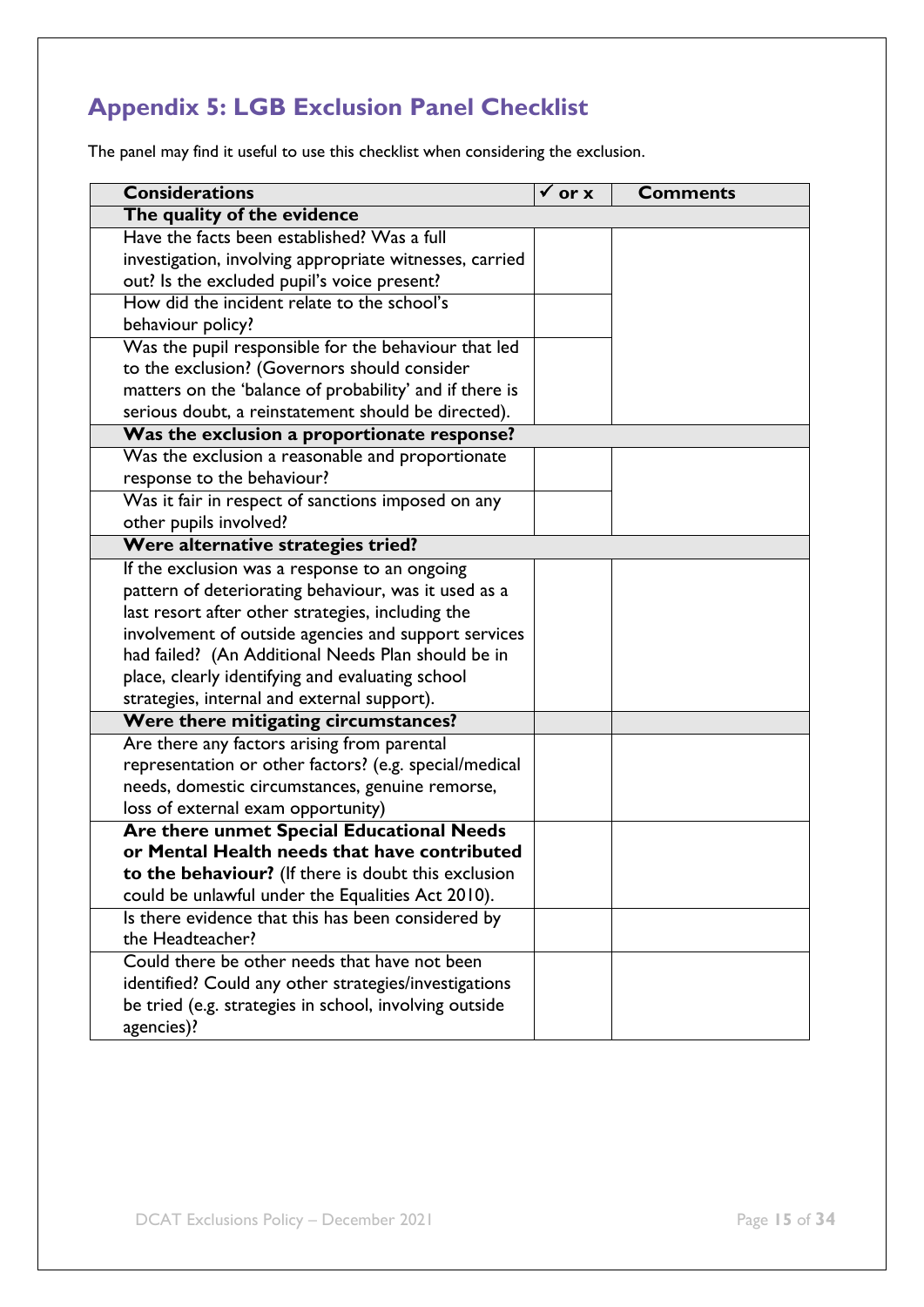## Appendix 5: LGB Exclusion Panel Checklist

The panel may find it useful to use this checklist when considering the exclusion.

| Considerations | ✓ or x | Comments |
|---|---|---|
| **The quality of the evidence** | | |
| Have the facts been established? Was a full investigation, involving appropriate witnesses, carried out? Is the excluded pupil's voice present? | | |
| How did the incident relate to the school's behaviour policy? | | |
| Was the pupil responsible for the behaviour that led to the exclusion? (Governors should consider matters on the 'balance of probability' and if there is serious doubt, a reinstatement should be directed). | | |
| **Was the exclusion a proportionate response?** | | |
| Was the exclusion a reasonable and proportionate response to the behaviour? | | |
| Was it fair in respect of sanctions imposed on any other pupils involved? | | |
| **Were alternative strategies tried?** | | |
| If the exclusion was a response to an ongoing pattern of deteriorating behaviour, was it used as a last resort after other strategies, including the involvement of outside agencies and support services had failed? (An Additional Needs Plan should be in place, clearly identifying and evaluating school strategies, internal and external support). | | |
| **Were there mitigating circumstances?** | | |
| Are there any factors arising from parental representation or other factors? (e.g. special/medical needs, domestic circumstances, genuine remorse, loss of external exam opportunity) | | |
| **Are there unmet Special Educational Needs or Mental Health needs that have contributed to the behaviour?** (If there is doubt this exclusion could be unlawful under the Equalities Act 2010). | | |
| Is there evidence that this has been considered by the Headteacher? | | |
| Could there be other needs that have not been identified? Could any other strategies/investigations be tried (e.g. strategies in school, involving outside agencies)? | | |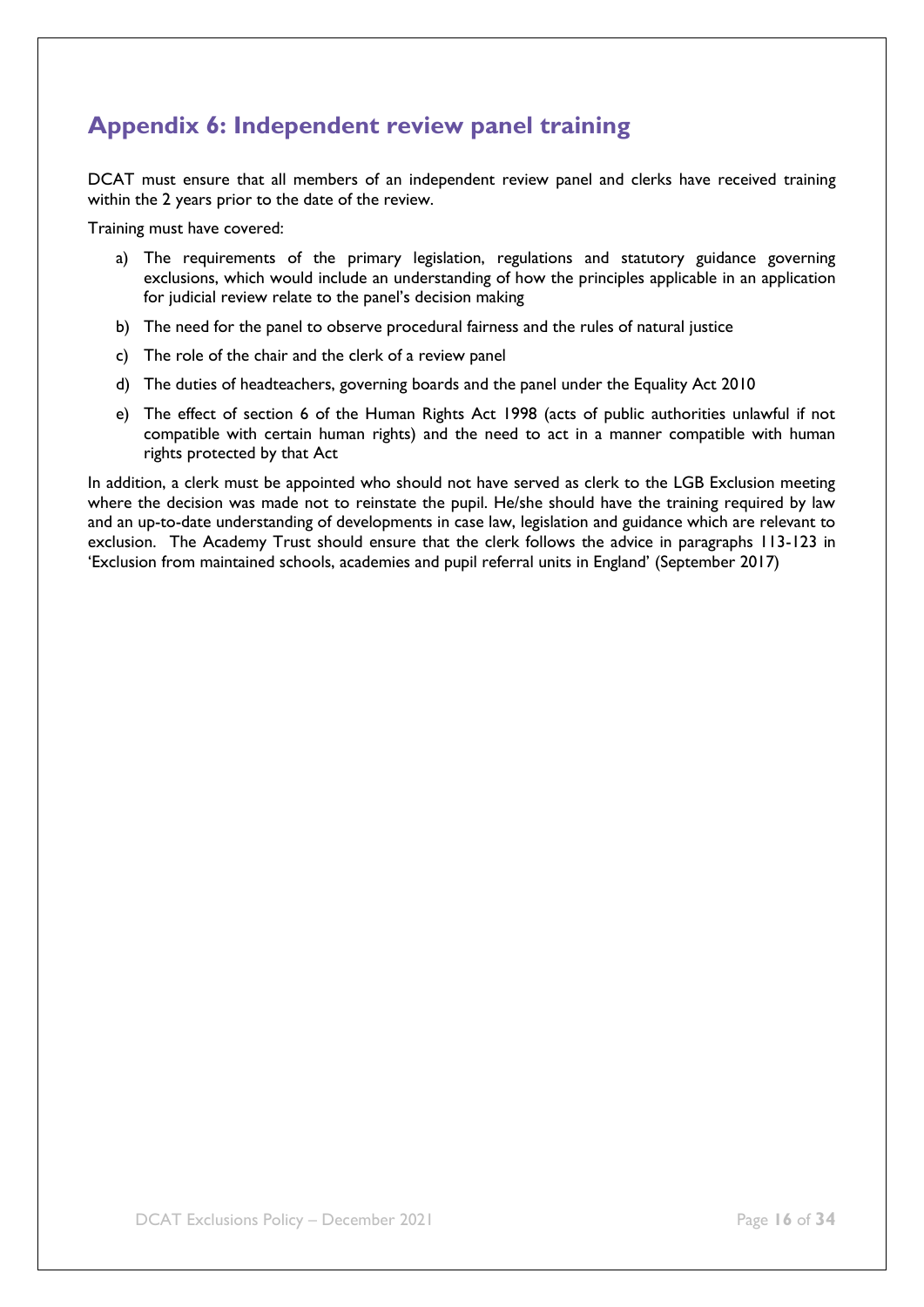## Appendix 6: Independent review panel training

DCAT must ensure that all members of an independent review panel and clerks have received training within the 2 years prior to the date of the review.

Training must have covered:

a) The requirements of the primary legislation, regulations and statutory guidance governing exclusions, which would include an understanding of how the principles applicable in an application for judicial review relate to the panel's decision making

b) The need for the panel to observe procedural fairness and the rules of natural justice

c) The role of the chair and the clerk of a review panel

d) The duties of headteachers, governing boards and the panel under the Equality Act 2010

e) The effect of section 6 of the Human Rights Act 1998 (acts of public authorities unlawful if not compatible with certain human rights) and the need to act in a manner compatible with human rights protected by that Act

In addition, a clerk must be appointed who should not have served as clerk to the LGB Exclusion meeting where the decision was made not to reinstate the pupil. He/she should have the training required by law and an up-to-date understanding of developments in case law, legislation and guidance which are relevant to exclusion. The Academy Trust should ensure that the clerk follows the advice in paragraphs 113-123 in 'Exclusion from maintained schools, academies and pupil referral units in England' (September 2017)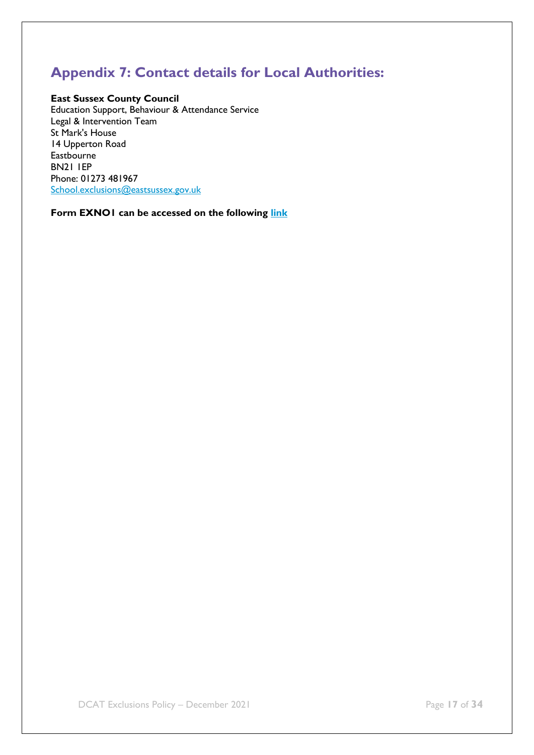## Appendix 7: Contact details for Local Authorities:

**East Sussex County Council**
Education Support, Behaviour & Attendance Service
Legal & Intervention Team
St Mark's House
14 Upperton Road
Eastbourne
BN21 1EP
Phone: 01273 481967
School.exclusions@eastsussex.gov.uk

**Form EXNO1 can be accessed on the following link**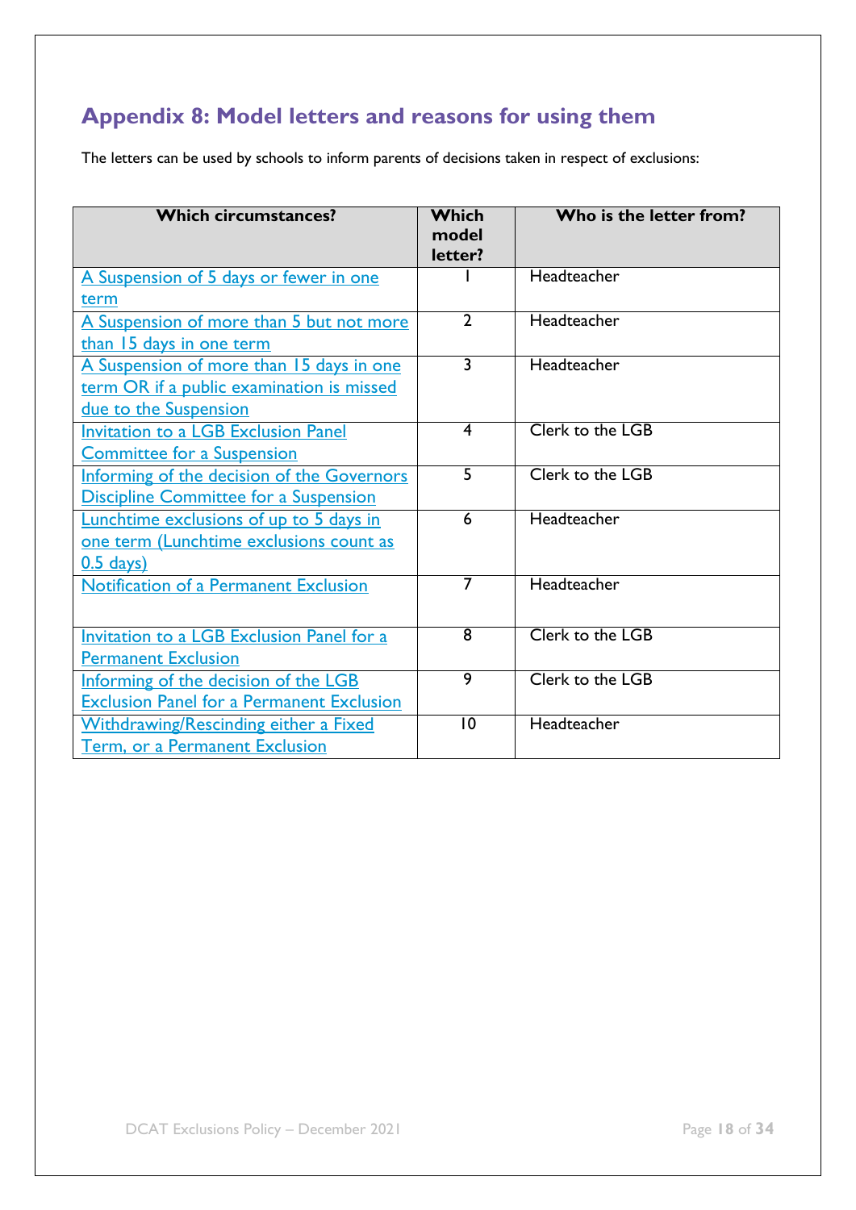## Appendix 8: Model letters and reasons for using them

The letters can be used by schools to inform parents of decisions taken in respect of exclusions:

| Which circumstances? | Which model letter? | Who is the letter from? |
|---|---|---|
| A Suspension of 5 days or fewer in one term | 1 | Headteacher |
| A Suspension of more than 5 but not more than 15 days in one term | 2 | Headteacher |
| A Suspension of more than 15 days in one term OR if a public examination is missed due to the Suspension | 3 | Headteacher |
| Invitation to a LGB Exclusion Panel Committee for a Suspension | 4 | Clerk to the LGB |
| Informing of the decision of the Governors Discipline Committee for a Suspension | 5 | Clerk to the LGB |
| Lunchtime exclusions of up to 5 days in one term (Lunchtime exclusions count as 0.5 days) | 6 | Headteacher |
| Notification of a Permanent Exclusion | 7 | Headteacher |
| Invitation to a LGB Exclusion Panel for a Permanent Exclusion | 8 | Clerk to the LGB |
| Informing of the decision of the LGB Exclusion Panel for a Permanent Exclusion | 9 | Clerk to the LGB |
| Withdrawing/Rescinding either a Fixed Term, or a Permanent Exclusion | 10 | Headteacher |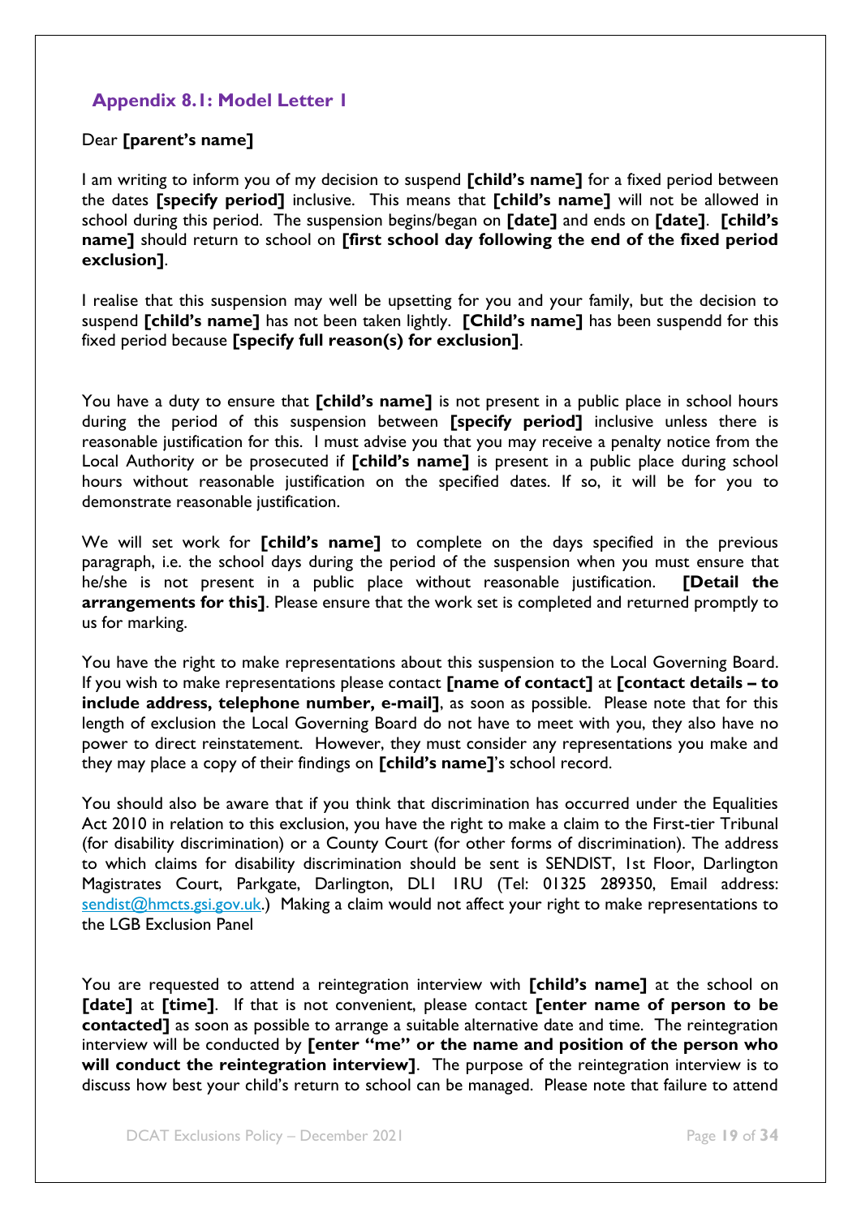## Appendix 8.1: Model Letter 1

Dear **[parent's name]**

I am writing to inform you of my decision to suspend **[child's name]** for a fixed period between the dates **[specify period]** inclusive. This means that **[child's name]** will not be allowed in school during this period. The suspension begins/began on **[date]** and ends on **[date]**. **[child's name]** should return to school on **[first school day following the end of the fixed period exclusion]**.

I realise that this suspension may well be upsetting for you and your family, but the decision to suspend **[child's name]** has not been taken lightly. **[Child's name]** has been suspendd for this fixed period because **[specify full reason(s) for exclusion]**.

You have a duty to ensure that **[child's name]** is not present in a public place in school hours during the period of this suspension between **[specify period]** inclusive unless there is reasonable justification for this. I must advise you that you may receive a penalty notice from the Local Authority or be prosecuted if **[child's name]** is present in a public place during school hours without reasonable justification on the specified dates. If so, it will be for you to demonstrate reasonable justification.

We will set work for **[child's name]** to complete on the days specified in the previous paragraph, i.e. the school days during the period of the suspension when you must ensure that he/she is not present in a public place without reasonable justification. **[Detail the arrangements for this]**. Please ensure that the work set is completed and returned promptly to us for marking.

You have the right to make representations about this suspension to the Local Governing Board. If you wish to make representations please contact **[name of contact]** at **[contact details – to include address, telephone number, e-mail]**, as soon as possible. Please note that for this length of exclusion the Local Governing Board do not have to meet with you, they also have no power to direct reinstatement. However, they must consider any representations you make and they may place a copy of their findings on **[child's name]**'s school record.

You should also be aware that if you think that discrimination has occurred under the Equalities Act 2010 in relation to this exclusion, you have the right to make a claim to the First-tier Tribunal (for disability discrimination) or a County Court (for other forms of discrimination). The address to which claims for disability discrimination should be sent is SENDIST, 1st Floor, Darlington Magistrates Court, Parkgate, Darlington, DL1 1RU (Tel: 01325 289350, Email address: sendist@hmcts.gsi.gov.uk.) Making a claim would not affect your right to make representations to the LGB Exclusion Panel

You are requested to attend a reintegration interview with **[child's name]** at the school on **[date]** at **[time]**. If that is not convenient, please contact **[enter name of person to be contacted]** as soon as possible to arrange a suitable alternative date and time. The reintegration interview will be conducted by **[enter "me" or the name and position of the person who will conduct the reintegration interview]**. The purpose of the reintegration interview is to discuss how best your child's return to school can be managed. Please note that failure to attend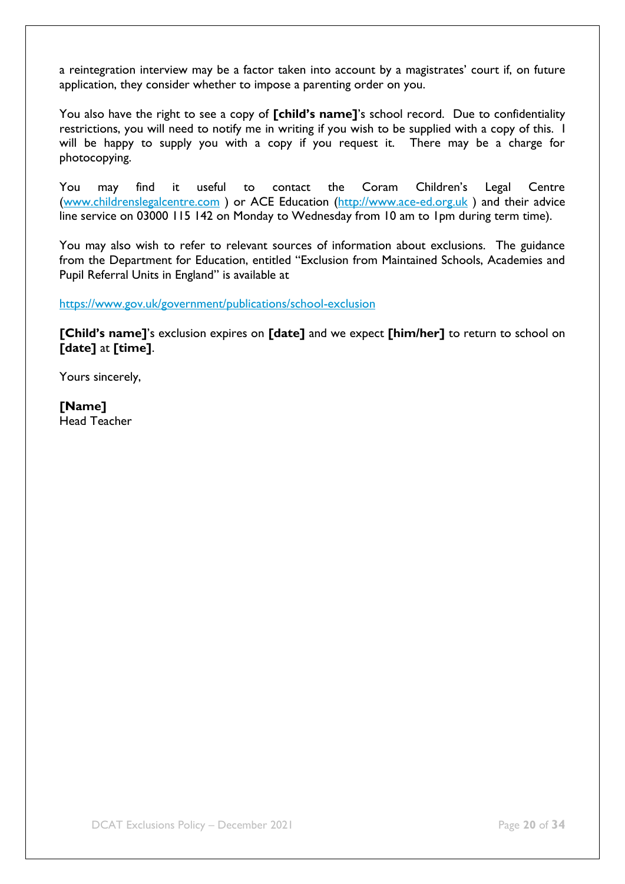a reintegration interview may be a factor taken into account by a magistrates' court if, on future application, they consider whether to impose a parenting order on you.

You also have the right to see a copy of **[child's name]**'s school record. Due to confidentiality restrictions, you will need to notify me in writing if you wish to be supplied with a copy of this. I will be happy to supply you with a copy if you request it. There may be a charge for photocopying.

You may find it useful to contact the Coram Children's Legal Centre (www.childrenslegalcentre.com ) or ACE Education (http://www.ace-ed.org.uk ) and their advice line service on 03000 115 142 on Monday to Wednesday from 10 am to 1pm during term time).

You may also wish to refer to relevant sources of information about exclusions. The guidance from the Department for Education, entitled "Exclusion from Maintained Schools, Academies and Pupil Referral Units in England" is available at

https://www.gov.uk/government/publications/school-exclusion

**[Child's name]**'s exclusion expires on **[date]** and we expect **[him/her]** to return to school on **[date]** at **[time]**.

Yours sincerely,

**[Name]**
Head Teacher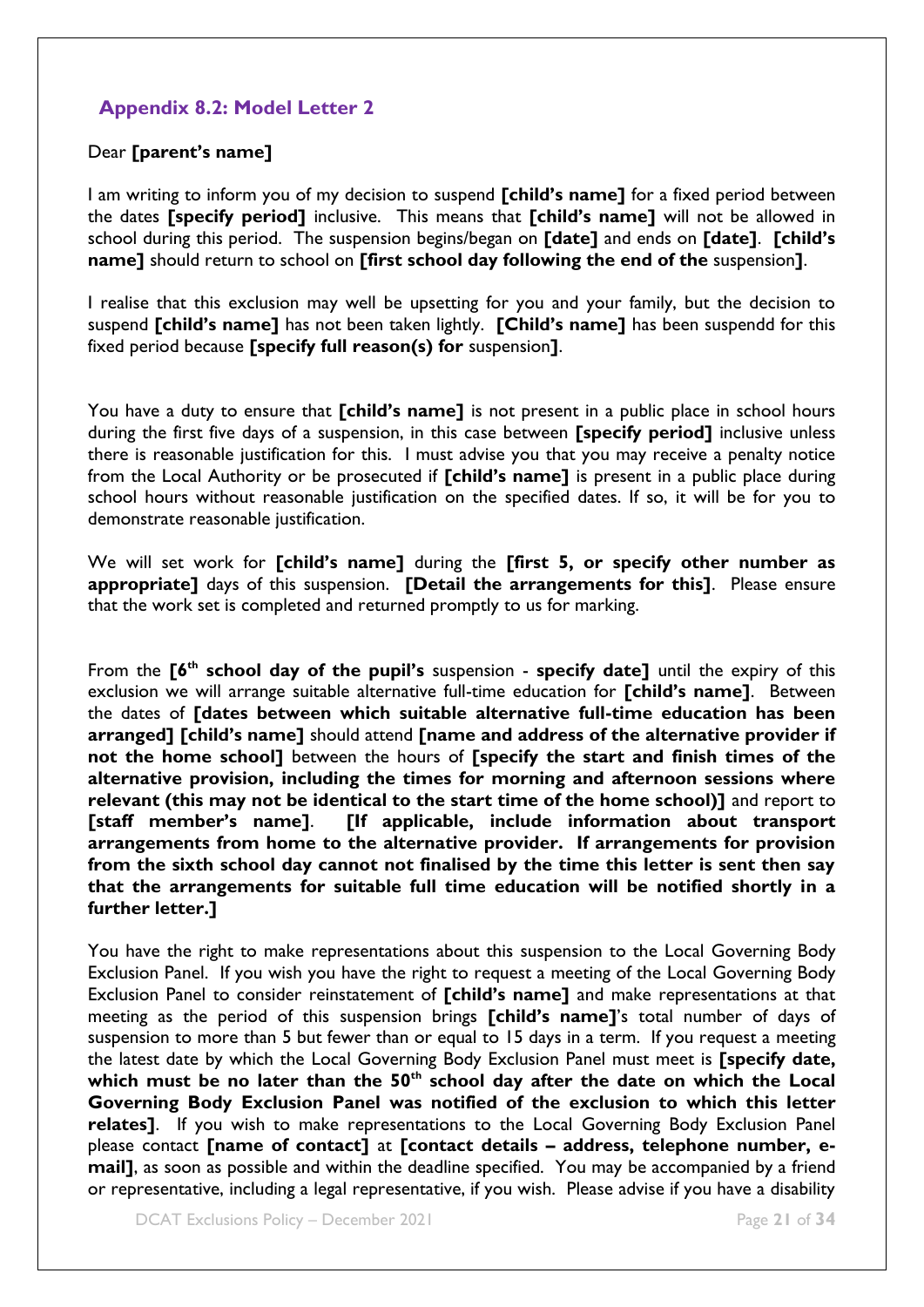## Appendix 8.2: Model Letter 2

Dear **[parent's name]**

I am writing to inform you of my decision to suspend **[child's name]** for a fixed period between the dates **[specify period]** inclusive. This means that **[child's name]** will not be allowed in school during this period. The suspension begins/began on **[date]** and ends on **[date]**. **[child's name]** should return to school on **[first school day following the end of the** suspension**]**.

I realise that this exclusion may well be upsetting for you and your family, but the decision to suspend **[child's name]** has not been taken lightly. **[Child's name]** has been suspendd for this fixed period because **[specify full reason(s) for** suspension**]**.

You have a duty to ensure that **[child's name]** is not present in a public place in school hours during the first five days of a suspension, in this case between **[specify period]** inclusive unless there is reasonable justification for this. I must advise you that you may receive a penalty notice from the Local Authority or be prosecuted if **[child's name]** is present in a public place during school hours without reasonable justification on the specified dates. If so, it will be for you to demonstrate reasonable justification.

We will set work for **[child's name]** during the **[first 5, or specify other number as appropriate]** days of this suspension. **[Detail the arrangements for this]**. Please ensure that the work set is completed and returned promptly to us for marking.

From the **[6th school day of the pupil's** suspension - **specify date]** until the expiry of this exclusion we will arrange suitable alternative full-time education for **[child's name]**. Between the dates of **[dates between which suitable alternative full-time education has been arranged] [child's name]** should attend **[name and address of the alternative provider if not the home school]** between the hours of **[specify the start and finish times of the alternative provision, including the times for morning and afternoon sessions where relevant (this may not be identical to the start time of the home school)]** and report to **[staff member's name]**. **[If applicable, include information about transport arrangements from home to the alternative provider. If arrangements for provision from the sixth school day cannot not finalised by the time this letter is sent then say that the arrangements for suitable full time education will be notified shortly in a further letter.]**

You have the right to make representations about this suspension to the Local Governing Body Exclusion Panel. If you wish you have the right to request a meeting of the Local Governing Body Exclusion Panel to consider reinstatement of **[child's name]** and make representations at that meeting as the period of this suspension brings **[child's name]**'s total number of days of suspension to more than 5 but fewer than or equal to 15 days in a term. If you request a meeting the latest date by which the Local Governing Body Exclusion Panel must meet is **[specify date, which must be no later than the 50th school day after the date on which the Local Governing Body Exclusion Panel was notified of the exclusion to which this letter relates]**. If you wish to make representations to the Local Governing Body Exclusion Panel please contact **[name of contact]** at **[contact details – address, telephone number, e-mail]**, as soon as possible and within the deadline specified. You may be accompanied by a friend or representative, including a legal representative, if you wish. Please advise if you have a disability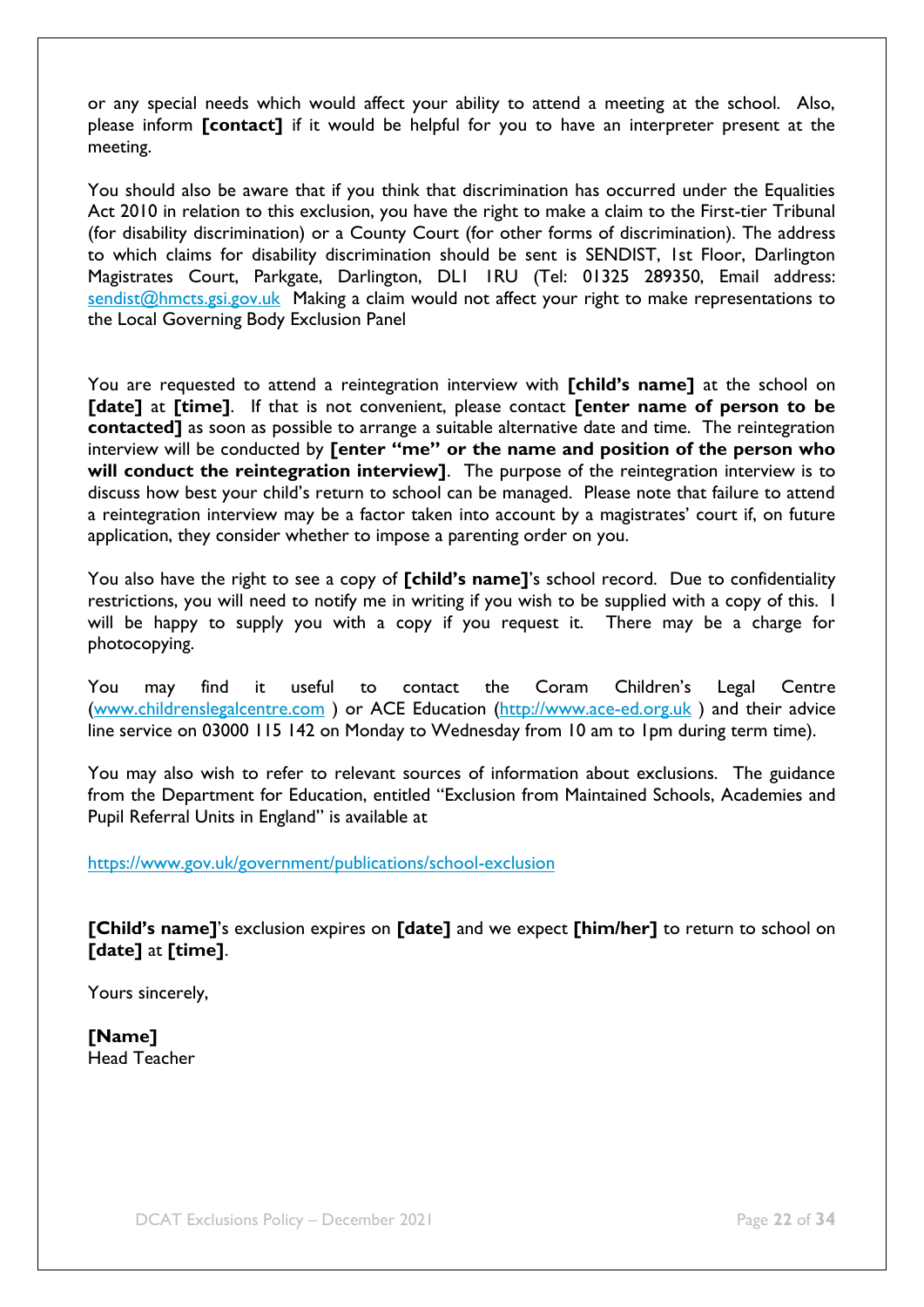or any special needs which would affect your ability to attend a meeting at the school. Also, please inform **[contact]** if it would be helpful for you to have an interpreter present at the meeting.

You should also be aware that if you think that discrimination has occurred under the Equalities Act 2010 in relation to this exclusion, you have the right to make a claim to the First-tier Tribunal (for disability discrimination) or a County Court (for other forms of discrimination). The address to which claims for disability discrimination should be sent is SENDIST, 1st Floor, Darlington Magistrates Court, Parkgate, Darlington, DL1 1RU (Tel: 01325 289350, Email address: sendist@hmcts.gsi.gov.uk Making a claim would not affect your right to make representations to the Local Governing Body Exclusion Panel

You are requested to attend a reintegration interview with **[child's name]** at the school on **[date]** at **[time]**. If that is not convenient, please contact **[enter name of person to be contacted]** as soon as possible to arrange a suitable alternative date and time. The reintegration interview will be conducted by **[enter "me" or the name and position of the person who will conduct the reintegration interview]**. The purpose of the reintegration interview is to discuss how best your child's return to school can be managed. Please note that failure to attend a reintegration interview may be a factor taken into account by a magistrates' court if, on future application, they consider whether to impose a parenting order on you.

You also have the right to see a copy of **[child's name]**'s school record. Due to confidentiality restrictions, you will need to notify me in writing if you wish to be supplied with a copy of this. I will be happy to supply you with a copy if you request it. There may be a charge for photocopying.

You may find it useful to contact the Coram Children's Legal Centre (www.childrenslegalcentre.com ) or ACE Education (http://www.ace-ed.org.uk ) and their advice line service on 03000 115 142 on Monday to Wednesday from 10 am to 1pm during term time).

You may also wish to refer to relevant sources of information about exclusions. The guidance from the Department for Education, entitled "Exclusion from Maintained Schools, Academies and Pupil Referral Units in England" is available at

https://www.gov.uk/government/publications/school-exclusion

**[Child's name]**'s exclusion expires on **[date]** and we expect **[him/her]** to return to school on **[date]** at **[time]**.

Yours sincerely,

**[Name]**
Head Teacher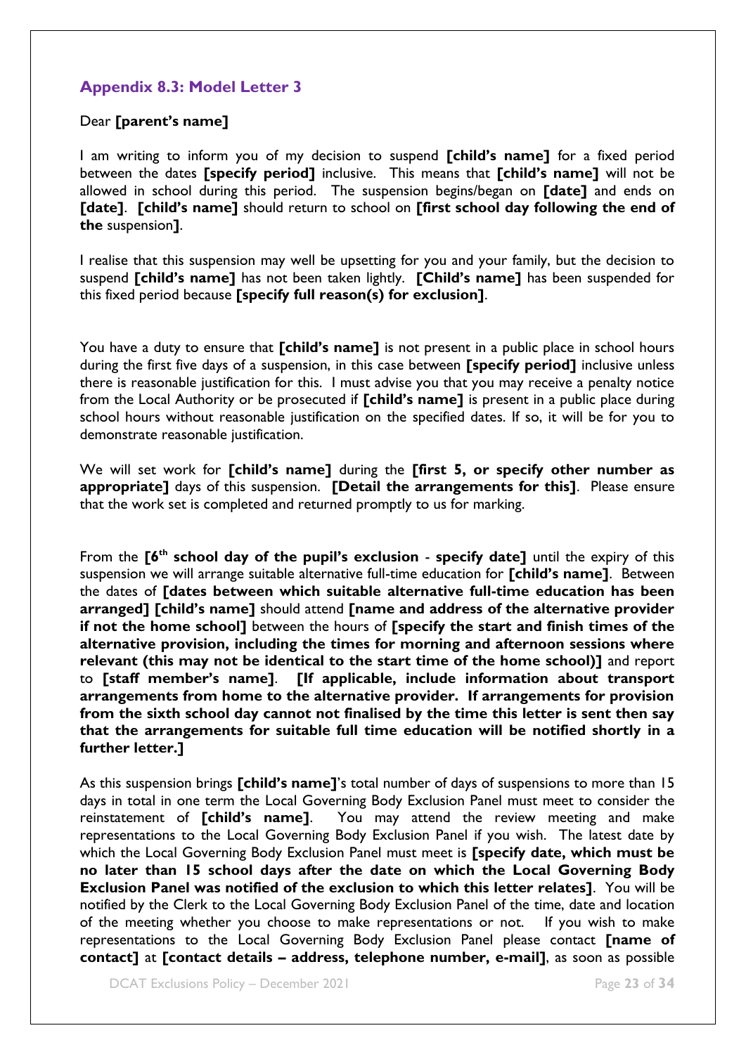## Appendix 8.3: Model Letter 3

Dear **[parent's name]**

I am writing to inform you of my decision to suspend **[child's name]** for a fixed period between the dates **[specify period]** inclusive. This means that **[child's name]** will not be allowed in school during this period. The suspension begins/began on **[date]** and ends on **[date]**. **[child's name]** should return to school on **[first school day following the end of the** suspension**]**.

I realise that this suspension may well be upsetting for you and your family, but the decision to suspend **[child's name]** has not been taken lightly. **[Child's name]** has been suspended for this fixed period because **[specify full reason(s) for exclusion]**.

You have a duty to ensure that **[child's name]** is not present in a public place in school hours during the first five days of a suspension, in this case between **[specify period]** inclusive unless there is reasonable justification for this. I must advise you that you may receive a penalty notice from the Local Authority or be prosecuted if **[child's name]** is present in a public place during school hours without reasonable justification on the specified dates. If so, it will be for you to demonstrate reasonable justification.

We will set work for **[child's name]** during the **[first 5, or specify other number as appropriate]** days of this suspension. **[Detail the arrangements for this]**. Please ensure that the work set is completed and returned promptly to us for marking.

From the **[6th school day of the pupil's exclusion - specify date]** until the expiry of this suspension we will arrange suitable alternative full-time education for **[child's name]**. Between the dates of **[dates between which suitable alternative full-time education has been arranged] [child's name]** should attend **[name and address of the alternative provider if not the home school]** between the hours of **[specify the start and finish times of the alternative provision, including the times for morning and afternoon sessions where relevant (this may not be identical to the start time of the home school)]** and report to **[staff member's name]**. **[If applicable, include information about transport arrangements from home to the alternative provider. If arrangements for provision from the sixth school day cannot not finalised by the time this letter is sent then say that the arrangements for suitable full time education will be notified shortly in a further letter.]**

As this suspension brings **[child's name]**'s total number of days of suspensions to more than 15 days in total in one term the Local Governing Body Exclusion Panel must meet to consider the reinstatement of **[child's name]**. You may attend the review meeting and make representations to the Local Governing Body Exclusion Panel if you wish. The latest date by which the Local Governing Body Exclusion Panel must meet is **[specify date, which must be no later than 15 school days after the date on which the Local Governing Body Exclusion Panel was notified of the exclusion to which this letter relates]**. You will be notified by the Clerk to the Local Governing Body Exclusion Panel of the time, date and location of the meeting whether you choose to make representations or not. If you wish to make representations to the Local Governing Body Exclusion Panel please contact **[name of contact]** at **[contact details – address, telephone number, e-mail]**, as soon as possible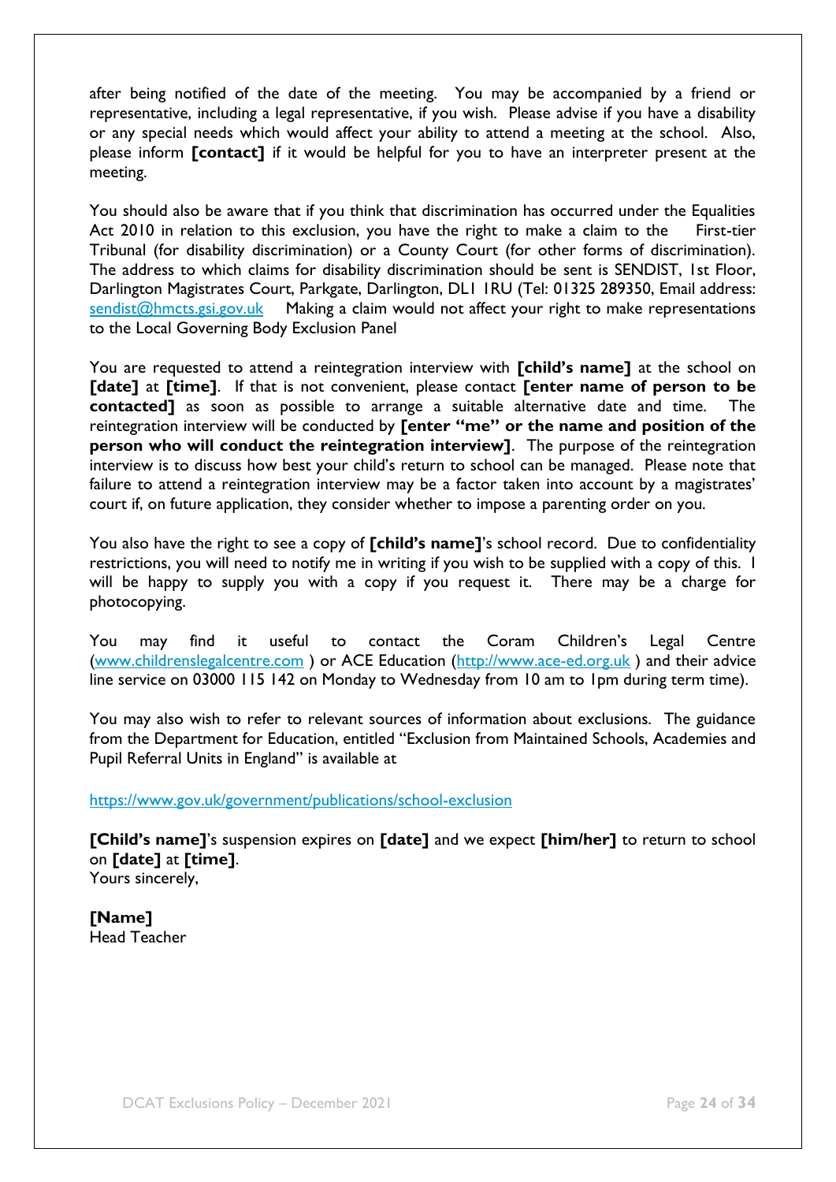after being notified of the date of the meeting. You may be accompanied by a friend or representative, including a legal representative, if you wish. Please advise if you have a disability or any special needs which would affect your ability to attend a meeting at the school. Also, please inform **[contact]** if it would be helpful for you to have an interpreter present at the meeting.

You should also be aware that if you think that discrimination has occurred under the Equalities Act 2010 in relation to this exclusion, you have the right to make a claim to the First-tier Tribunal (for disability discrimination) or a County Court (for other forms of discrimination). The address to which claims for disability discrimination should be sent is SENDIST, 1st Floor, Darlington Magistrates Court, Parkgate, Darlington, DL1 1RU (Tel: 01325 289350, Email address: sendist@hmcts.gsi.gov.uk Making a claim would not affect your right to make representations to the Local Governing Body Exclusion Panel

You are requested to attend a reintegration interview with **[child's name]** at the school on **[date]** at **[time]**. If that is not convenient, please contact **[enter name of person to be contacted]** as soon as possible to arrange a suitable alternative date and time. The reintegration interview will be conducted by **[enter "me" or the name and position of the person who will conduct the reintegration interview]**. The purpose of the reintegration interview is to discuss how best your child's return to school can be managed. Please note that failure to attend a reintegration interview may be a factor taken into account by a magistrates' court if, on future application, they consider whether to impose a parenting order on you.

You also have the right to see a copy of **[child's name]**'s school record. Due to confidentiality restrictions, you will need to notify me in writing if you wish to be supplied with a copy of this. I will be happy to supply you with a copy if you request it. There may be a charge for photocopying.

You may find it useful to contact the Coram Children's Legal Centre (www.childrenslegalcentre.com ) or ACE Education (http://www.ace-ed.org.uk ) and their advice line service on 03000 115 142 on Monday to Wednesday from 10 am to 1pm during term time).

You may also wish to refer to relevant sources of information about exclusions. The guidance from the Department for Education, entitled "Exclusion from Maintained Schools, Academies and Pupil Referral Units in England" is available at

https://www.gov.uk/government/publications/school-exclusion

**[Child's name]**'s suspension expires on **[date]** and we expect **[him/her]** to return to school on **[date]** at **[time]**.
Yours sincerely,

**[Name]**
Head Teacher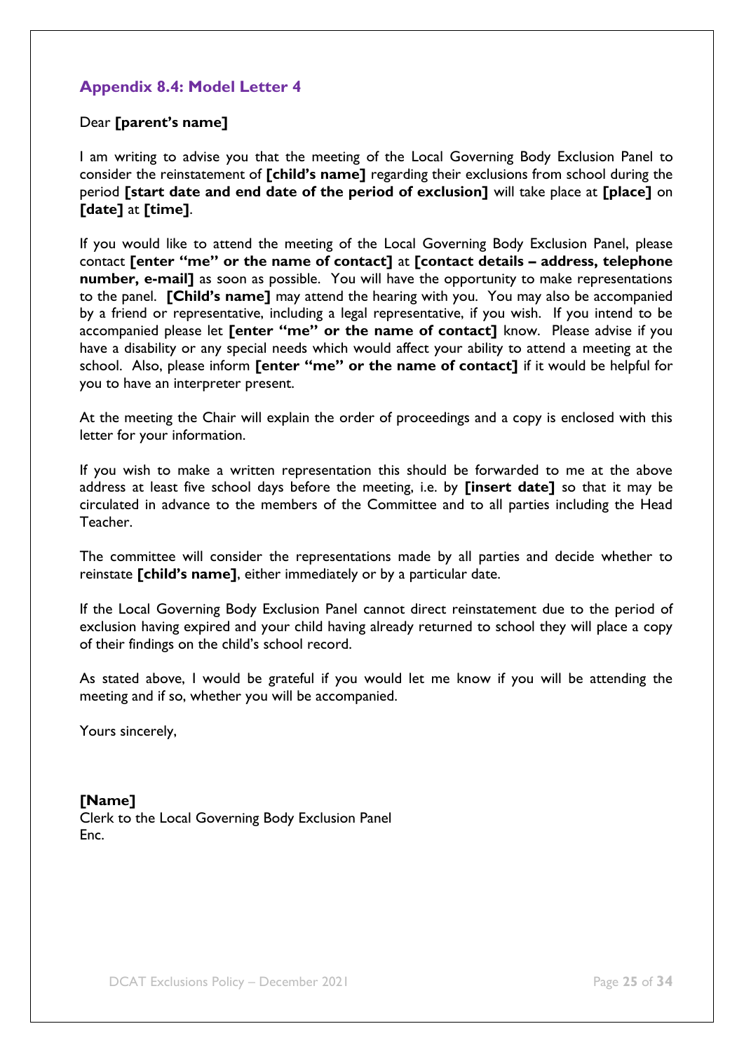## Appendix 8.4: Model Letter 4

Dear **[parent's name]**

I am writing to advise you that the meeting of the Local Governing Body Exclusion Panel to consider the reinstatement of **[child's name]** regarding their exclusions from school during the period **[start date and end date of the period of exclusion]** will take place at **[place]** on **[date]** at **[time]**.

If you would like to attend the meeting of the Local Governing Body Exclusion Panel, please contact **[enter "me" or the name of contact]** at **[contact details – address, telephone number, e-mail]** as soon as possible. You will have the opportunity to make representations to the panel. **[Child's name]** may attend the hearing with you. You may also be accompanied by a friend or representative, including a legal representative, if you wish. If you intend to be accompanied please let **[enter "me" or the name of contact]** know. Please advise if you have a disability or any special needs which would affect your ability to attend a meeting at the school. Also, please inform **[enter "me" or the name of contact]** if it would be helpful for you to have an interpreter present.

At the meeting the Chair will explain the order of proceedings and a copy is enclosed with this letter for your information.

If you wish to make a written representation this should be forwarded to me at the above address at least five school days before the meeting, i.e. by **[insert date]** so that it may be circulated in advance to the members of the Committee and to all parties including the Head Teacher.

The committee will consider the representations made by all parties and decide whether to reinstate **[child's name]**, either immediately or by a particular date.

If the Local Governing Body Exclusion Panel cannot direct reinstatement due to the period of exclusion having expired and your child having already returned to school they will place a copy of their findings on the child's school record.

As stated above, I would be grateful if you would let me know if you will be attending the meeting and if so, whether you will be accompanied.

Yours sincerely,

**[Name]**
Clerk to the Local Governing Body Exclusion Panel
Enc.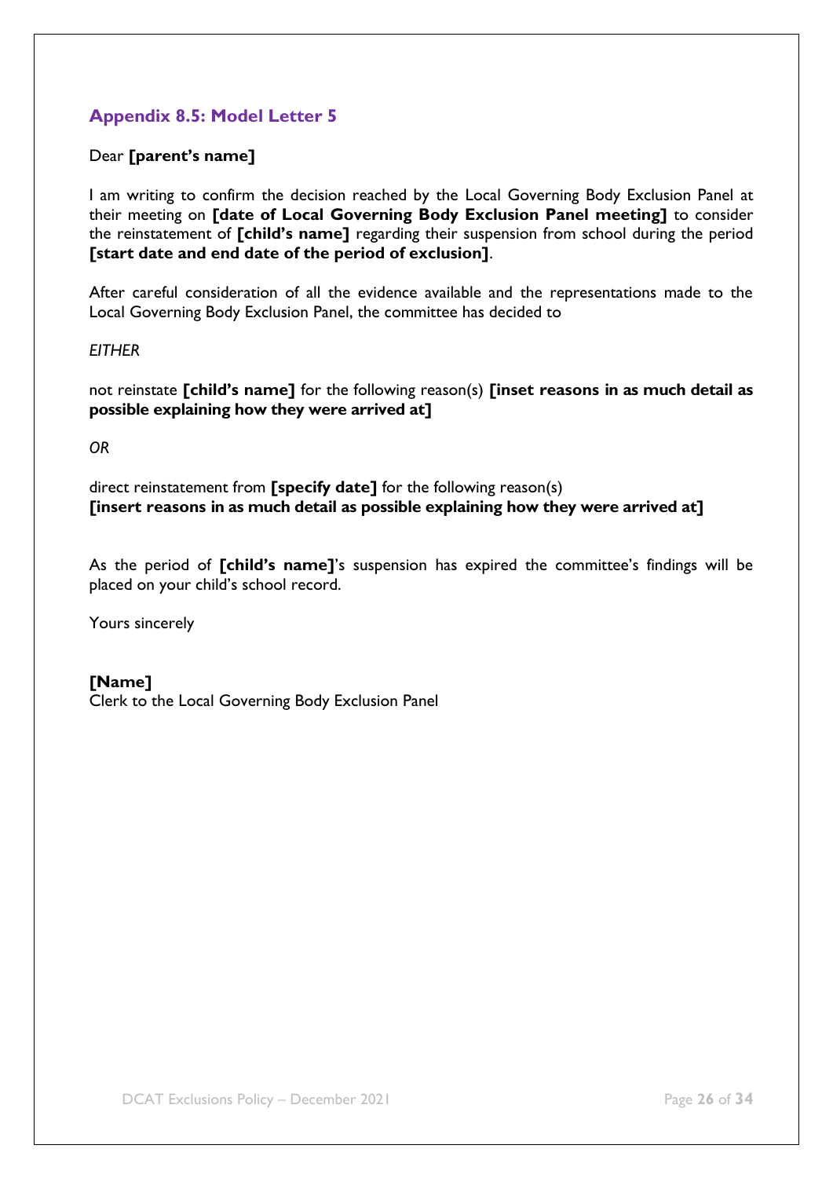## Appendix 8.5: Model Letter 5

Dear **[parent's name]**

I am writing to confirm the decision reached by the Local Governing Body Exclusion Panel at their meeting on **[date of Local Governing Body Exclusion Panel meeting]** to consider the reinstatement of **[child's name]** regarding their suspension from school during the period **[start date and end date of the period of exclusion]**.

After careful consideration of all the evidence available and the representations made to the Local Governing Body Exclusion Panel, the committee has decided to

*EITHER*

not reinstate **[child's name]** for the following reason(s) **[inset reasons in as much detail as possible explaining how they were arrived at]**

*OR*

direct reinstatement from **[specify date]** for the following reason(s)
**[insert reasons in as much detail as possible explaining how they were arrived at]**

As the period of **[child's name]**'s suspension has expired the committee's findings will be placed on your child's school record.

Yours sincerely

**[Name]**
Clerk to the Local Governing Body Exclusion Panel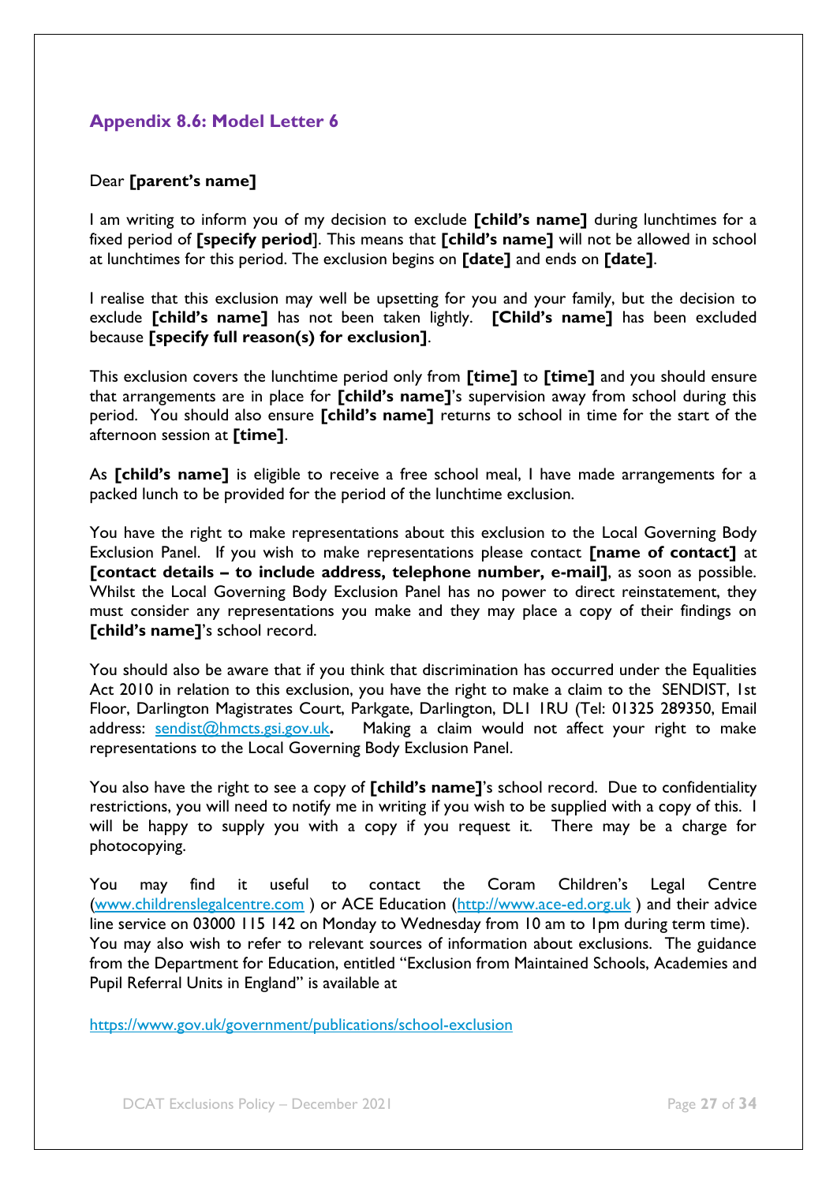## Appendix 8.6: Model Letter 6

Dear **[parent's name]**

I am writing to inform you of my decision to exclude **[child's name]** during lunchtimes for a fixed period of **[specify period]**. This means that **[child's name]** will not be allowed in school at lunchtimes for this period. The exclusion begins on **[date]** and ends on **[date]**.

I realise that this exclusion may well be upsetting for you and your family, but the decision to exclude **[child's name]** has not been taken lightly. **[Child's name]** has been excluded because **[specify full reason(s) for exclusion]**.

This exclusion covers the lunchtime period only from **[time]** to **[time]** and you should ensure that arrangements are in place for **[child's name]**'s supervision away from school during this period. You should also ensure **[child's name]** returns to school in time for the start of the afternoon session at **[time]**.

As **[child's name]** is eligible to receive a free school meal, I have made arrangements for a packed lunch to be provided for the period of the lunchtime exclusion.

You have the right to make representations about this exclusion to the Local Governing Body Exclusion Panel. If you wish to make representations please contact **[name of contact]** at **[contact details – to include address, telephone number, e-mail]**, as soon as possible. Whilst the Local Governing Body Exclusion Panel has no power to direct reinstatement, they must consider any representations you make and they may place a copy of their findings on **[child's name]**'s school record.

You should also be aware that if you think that discrimination has occurred under the Equalities Act 2010 in relation to this exclusion, you have the right to make a claim to the SENDIST, 1st Floor, Darlington Magistrates Court, Parkgate, Darlington, DL1 1RU (Tel: 01325 289350, Email address: sendist@hmcts.gsi.gov.uk**.** Making a claim would not affect your right to make representations to the Local Governing Body Exclusion Panel.

You also have the right to see a copy of **[child's name]**'s school record. Due to confidentiality restrictions, you will need to notify me in writing if you wish to be supplied with a copy of this. I will be happy to supply you with a copy if you request it. There may be a charge for photocopying.

You may find it useful to contact the Coram Children's Legal Centre (www.childrenslegalcentre.com ) or ACE Education (http://www.ace-ed.org.uk ) and their advice line service on 03000 115 142 on Monday to Wednesday from 10 am to 1pm during term time). You may also wish to refer to relevant sources of information about exclusions. The guidance from the Department for Education, entitled "Exclusion from Maintained Schools, Academies and Pupil Referral Units in England" is available at

https://www.gov.uk/government/publications/school-exclusion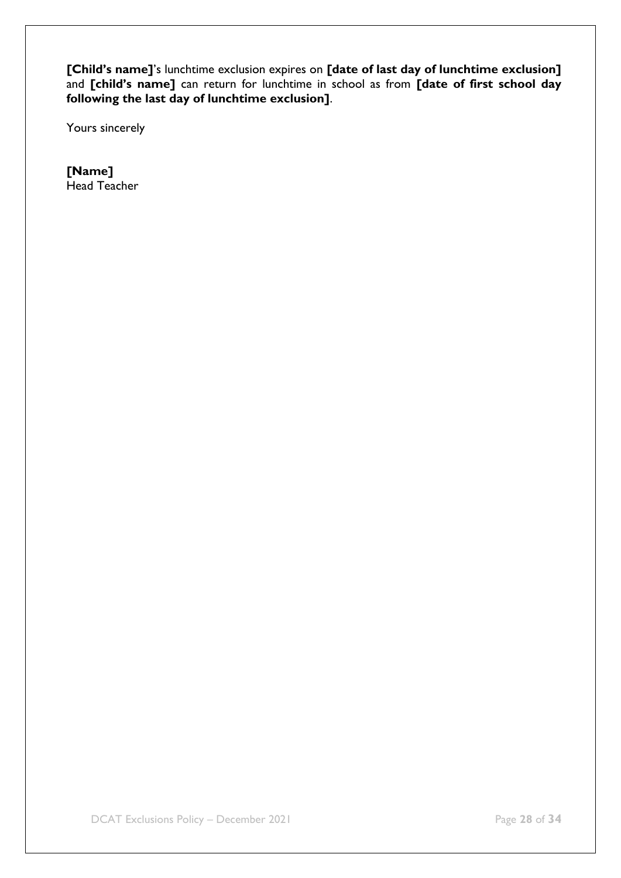**[Child's name]**'s lunchtime exclusion expires on **[date of last day of lunchtime exclusion]** and **[child's name]** can return for lunchtime in school as from **[date of first school day following the last day of lunchtime exclusion]**.

Yours sincerely

**[Name]**
Head Teacher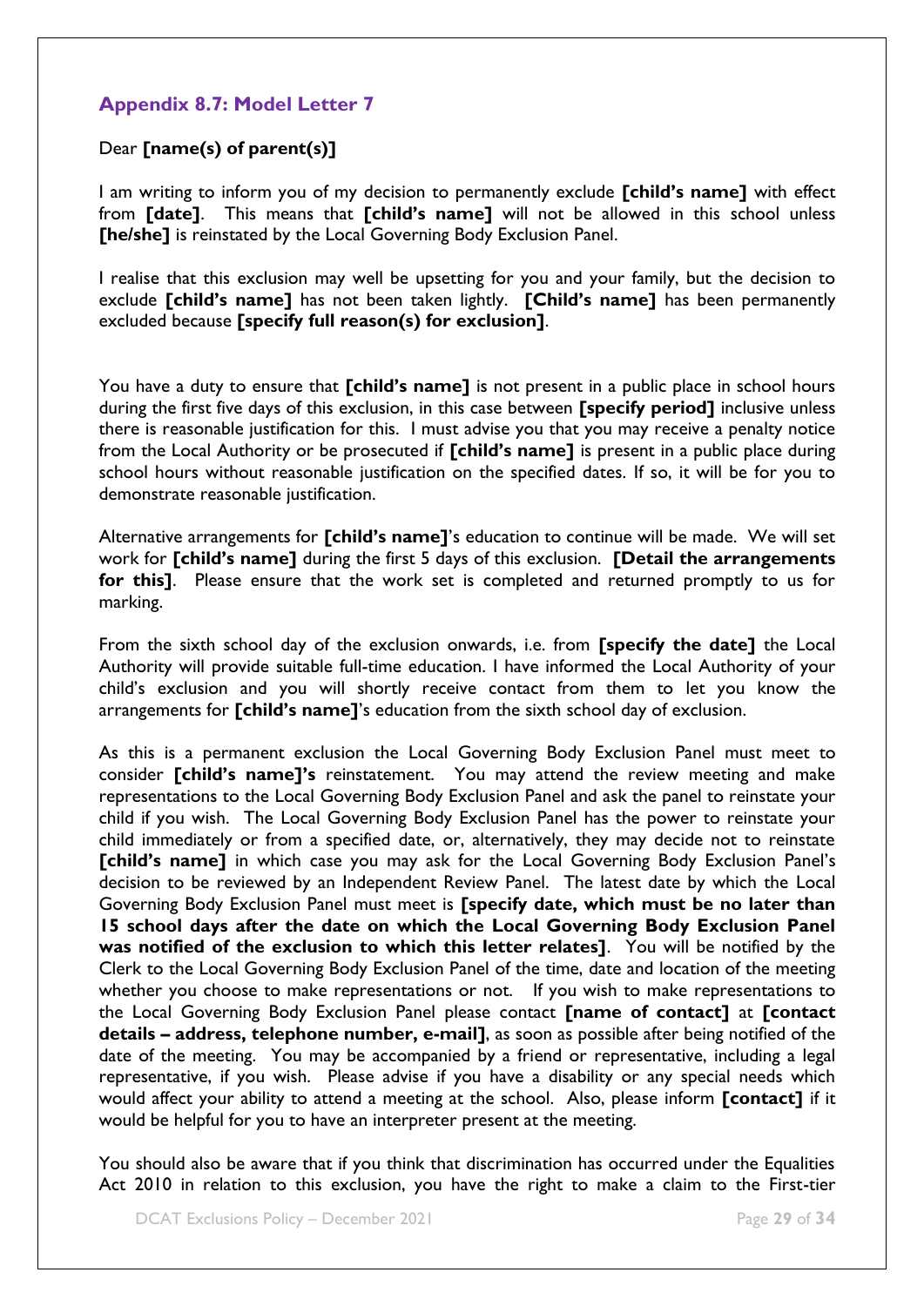## Appendix 8.7: Model Letter 7

Dear **[name(s) of parent(s)]**

I am writing to inform you of my decision to permanently exclude **[child's name]** with effect from **[date]**. This means that **[child's name]** will not be allowed in this school unless **[he/she]** is reinstated by the Local Governing Body Exclusion Panel.

I realise that this exclusion may well be upsetting for you and your family, but the decision to exclude **[child's name]** has not been taken lightly. **[Child's name]** has been permanently excluded because **[specify full reason(s) for exclusion]**.

You have a duty to ensure that **[child's name]** is not present in a public place in school hours during the first five days of this exclusion, in this case between **[specify period]** inclusive unless there is reasonable justification for this. I must advise you that you may receive a penalty notice from the Local Authority or be prosecuted if **[child's name]** is present in a public place during school hours without reasonable justification on the specified dates. If so, it will be for you to demonstrate reasonable justification.

Alternative arrangements for **[child's name]**'s education to continue will be made. We will set work for **[child's name]** during the first 5 days of this exclusion. **[Detail the arrangements for this]**. Please ensure that the work set is completed and returned promptly to us for marking.

From the sixth school day of the exclusion onwards, i.e. from **[specify the date]** the Local Authority will provide suitable full-time education. I have informed the Local Authority of your child's exclusion and you will shortly receive contact from them to let you know the arrangements for **[child's name]**'s education from the sixth school day of exclusion.

As this is a permanent exclusion the Local Governing Body Exclusion Panel must meet to consider **[child's name]'s** reinstatement. You may attend the review meeting and make representations to the Local Governing Body Exclusion Panel and ask the panel to reinstate your child if you wish. The Local Governing Body Exclusion Panel has the power to reinstate your child immediately or from a specified date, or, alternatively, they may decide not to reinstate **[child's name]** in which case you may ask for the Local Governing Body Exclusion Panel's decision to be reviewed by an Independent Review Panel. The latest date by which the Local Governing Body Exclusion Panel must meet is **[specify date, which must be no later than 15 school days after the date on which the Local Governing Body Exclusion Panel was notified of the exclusion to which this letter relates]**. You will be notified by the Clerk to the Local Governing Body Exclusion Panel of the time, date and location of the meeting whether you choose to make representations or not. If you wish to make representations to the Local Governing Body Exclusion Panel please contact **[name of contact]** at **[contact details – address, telephone number, e-mail]**, as soon as possible after being notified of the date of the meeting. You may be accompanied by a friend or representative, including a legal representative, if you wish. Please advise if you have a disability or any special needs which would affect your ability to attend a meeting at the school. Also, please inform **[contact]** if it would be helpful for you to have an interpreter present at the meeting.

You should also be aware that if you think that discrimination has occurred under the Equalities Act 2010 in relation to this exclusion, you have the right to make a claim to the First-tier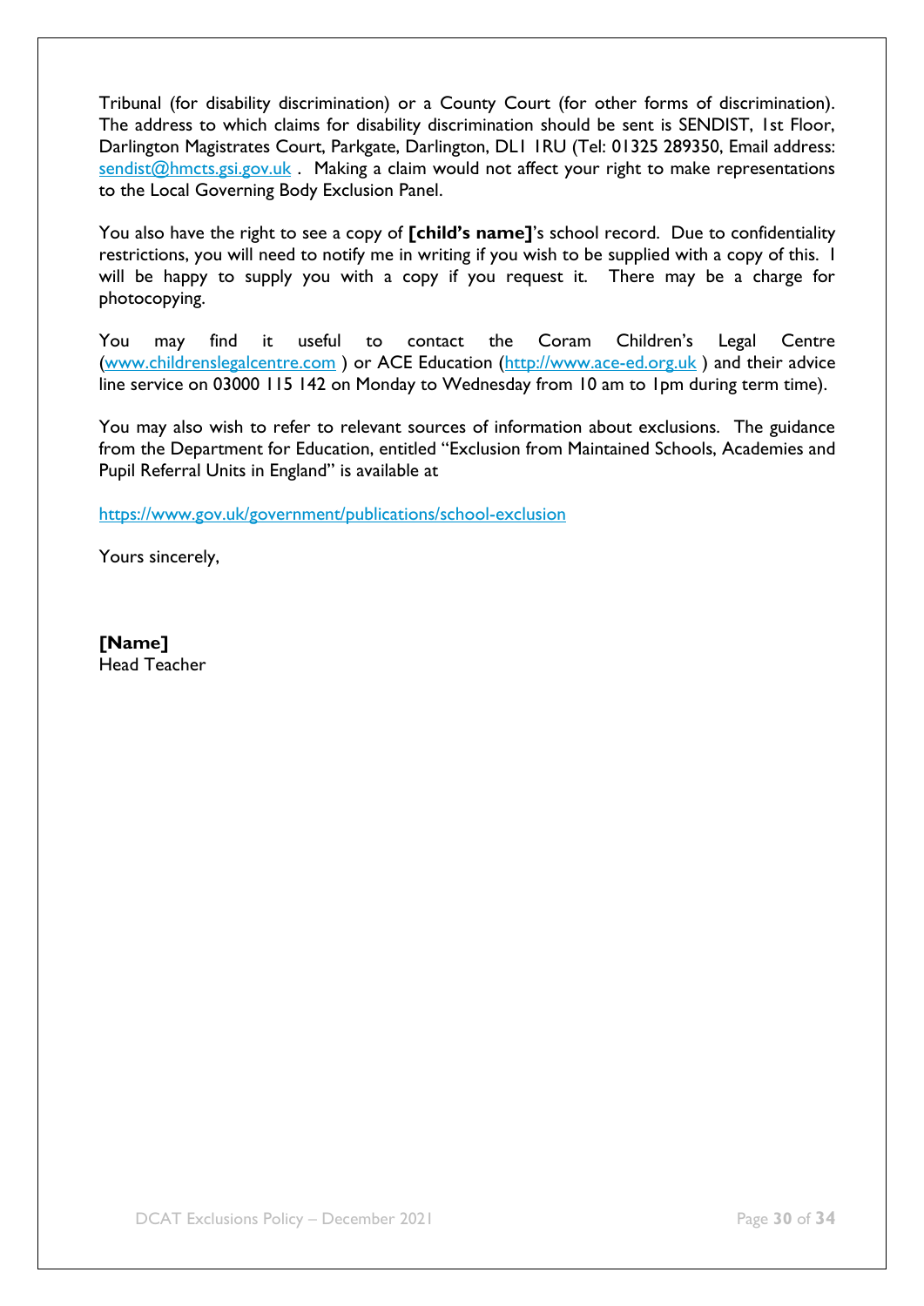Tribunal (for disability discrimination) or a County Court (for other forms of discrimination). The address to which claims for disability discrimination should be sent is SENDIST, 1st Floor, Darlington Magistrates Court, Parkgate, Darlington, DL1 1RU (Tel: 01325 289350, Email address: sendist@hmcts.gsi.gov.uk . Making a claim would not affect your right to make representations to the Local Governing Body Exclusion Panel.

You also have the right to see a copy of **[child's name]**'s school record. Due to confidentiality restrictions, you will need to notify me in writing if you wish to be supplied with a copy of this. I will be happy to supply you with a copy if you request it. There may be a charge for photocopying.

You may find it useful to contact the Coram Children's Legal Centre (www.childrenslegalcentre.com ) or ACE Education (http://www.ace-ed.org.uk ) and their advice line service on 03000 115 142 on Monday to Wednesday from 10 am to 1pm during term time).

You may also wish to refer to relevant sources of information about exclusions. The guidance from the Department for Education, entitled "Exclusion from Maintained Schools, Academies and Pupil Referral Units in England" is available at

https://www.gov.uk/government/publications/school-exclusion

Yours sincerely,

**[Name]**
Head Teacher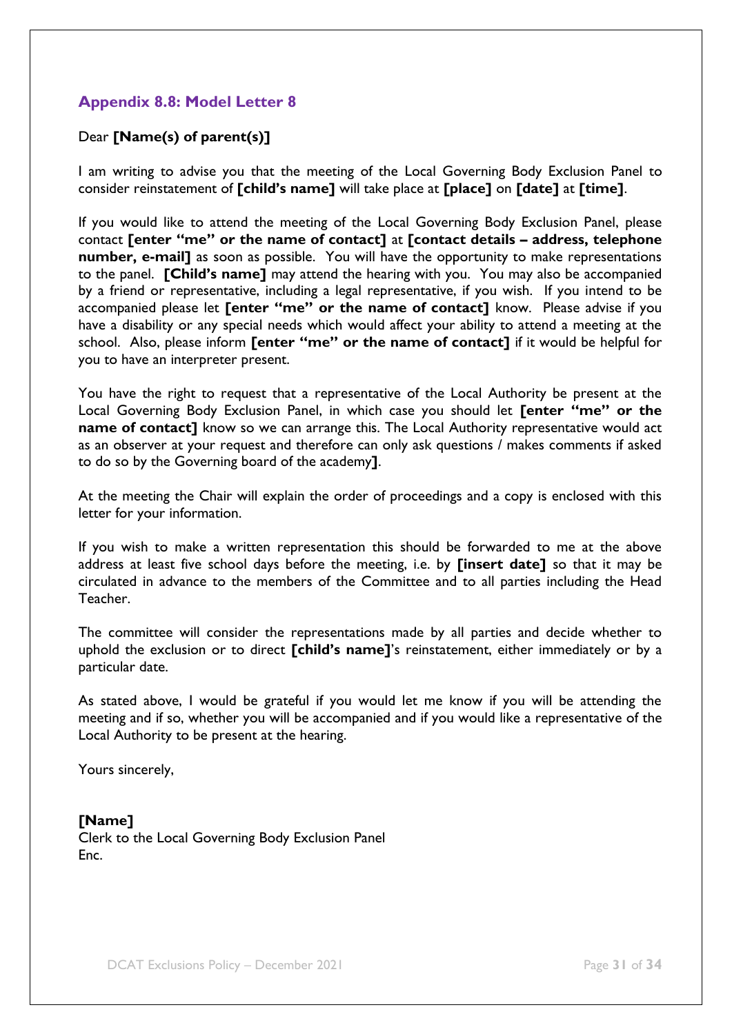## Appendix 8.8: Model Letter 8

Dear **[Name(s) of parent(s)]**

I am writing to advise you that the meeting of the Local Governing Body Exclusion Panel to consider reinstatement of **[child's name]** will take place at **[place]** on **[date]** at **[time]**.

If you would like to attend the meeting of the Local Governing Body Exclusion Panel, please contact **[enter "me" or the name of contact]** at **[contact details – address, telephone number, e-mail]** as soon as possible. You will have the opportunity to make representations to the panel. **[Child's name]** may attend the hearing with you. You may also be accompanied by a friend or representative, including a legal representative, if you wish. If you intend to be accompanied please let **[enter "me" or the name of contact]** know. Please advise if you have a disability or any special needs which would affect your ability to attend a meeting at the school. Also, please inform **[enter "me" or the name of contact]** if it would be helpful for you to have an interpreter present.

You have the right to request that a representative of the Local Authority be present at the Local Governing Body Exclusion Panel, in which case you should let **[enter "me" or the name of contact]** know so we can arrange this. The Local Authority representative would act as an observer at your request and therefore can only ask questions / makes comments if asked to do so by the Governing board of the academy**]**.

At the meeting the Chair will explain the order of proceedings and a copy is enclosed with this letter for your information.

If you wish to make a written representation this should be forwarded to me at the above address at least five school days before the meeting, i.e. by **[insert date]** so that it may be circulated in advance to the members of the Committee and to all parties including the Head Teacher.

The committee will consider the representations made by all parties and decide whether to uphold the exclusion or to direct **[child's name]**'s reinstatement, either immediately or by a particular date.

As stated above, I would be grateful if you would let me know if you will be attending the meeting and if so, whether you will be accompanied and if you would like a representative of the Local Authority to be present at the hearing.

Yours sincerely,

**[Name]**
Clerk to the Local Governing Body Exclusion Panel
Enc.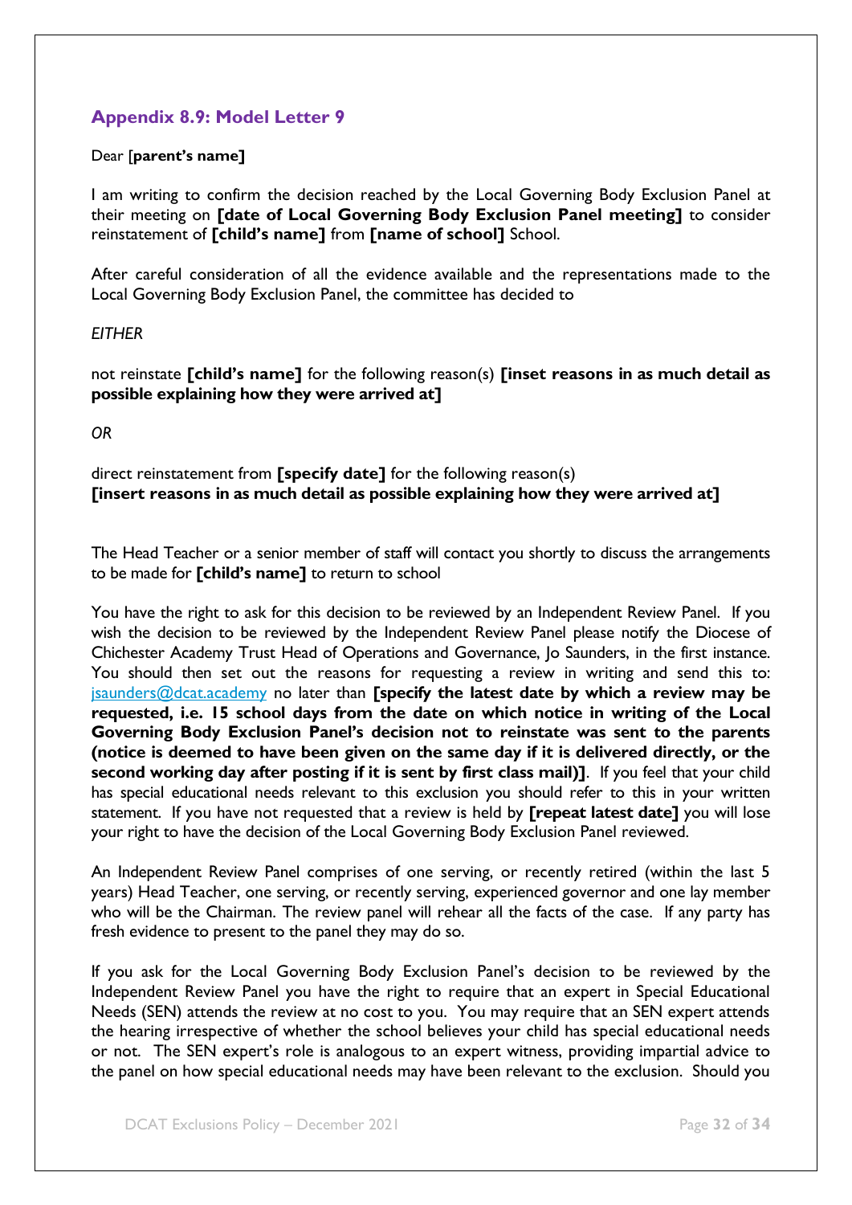## Appendix 8.9: Model Letter 9

Dear [**parent's name]**

I am writing to confirm the decision reached by the Local Governing Body Exclusion Panel at their meeting on **[date of Local Governing Body Exclusion Panel meeting]** to consider reinstatement of **[child's name]** from **[name of school]** School.

After careful consideration of all the evidence available and the representations made to the Local Governing Body Exclusion Panel, the committee has decided to

*EITHER*

not reinstate **[child's name]** for the following reason(s) **[inset reasons in as much detail as possible explaining how they were arrived at]**

*OR*

direct reinstatement from **[specify date]** for the following reason(s)
**[insert reasons in as much detail as possible explaining how they were arrived at]**

The Head Teacher or a senior member of staff will contact you shortly to discuss the arrangements to be made for **[child's name]** to return to school

You have the right to ask for this decision to be reviewed by an Independent Review Panel. If you wish the decision to be reviewed by the Independent Review Panel please notify the Diocese of Chichester Academy Trust Head of Operations and Governance, Jo Saunders, in the first instance. You should then set out the reasons for requesting a review in writing and send this to: jsaunders@dcat.academy no later than **[specify the latest date by which a review may be requested, i.e. 15 school days from the date on which notice in writing of the Local Governing Body Exclusion Panel's decision not to reinstate was sent to the parents (notice is deemed to have been given on the same day if it is delivered directly, or the second working day after posting if it is sent by first class mail)]**. If you feel that your child has special educational needs relevant to this exclusion you should refer to this in your written statement. If you have not requested that a review is held by **[repeat latest date]** you will lose your right to have the decision of the Local Governing Body Exclusion Panel reviewed.

An Independent Review Panel comprises of one serving, or recently retired (within the last 5 years) Head Teacher, one serving, or recently serving, experienced governor and one lay member who will be the Chairman. The review panel will rehear all the facts of the case. If any party has fresh evidence to present to the panel they may do so.

If you ask for the Local Governing Body Exclusion Panel's decision to be reviewed by the Independent Review Panel you have the right to require that an expert in Special Educational Needs (SEN) attends the review at no cost to you. You may require that an SEN expert attends the hearing irrespective of whether the school believes your child has special educational needs or not. The SEN expert's role is analogous to an expert witness, providing impartial advice to the panel on how special educational needs may have been relevant to the exclusion. Should you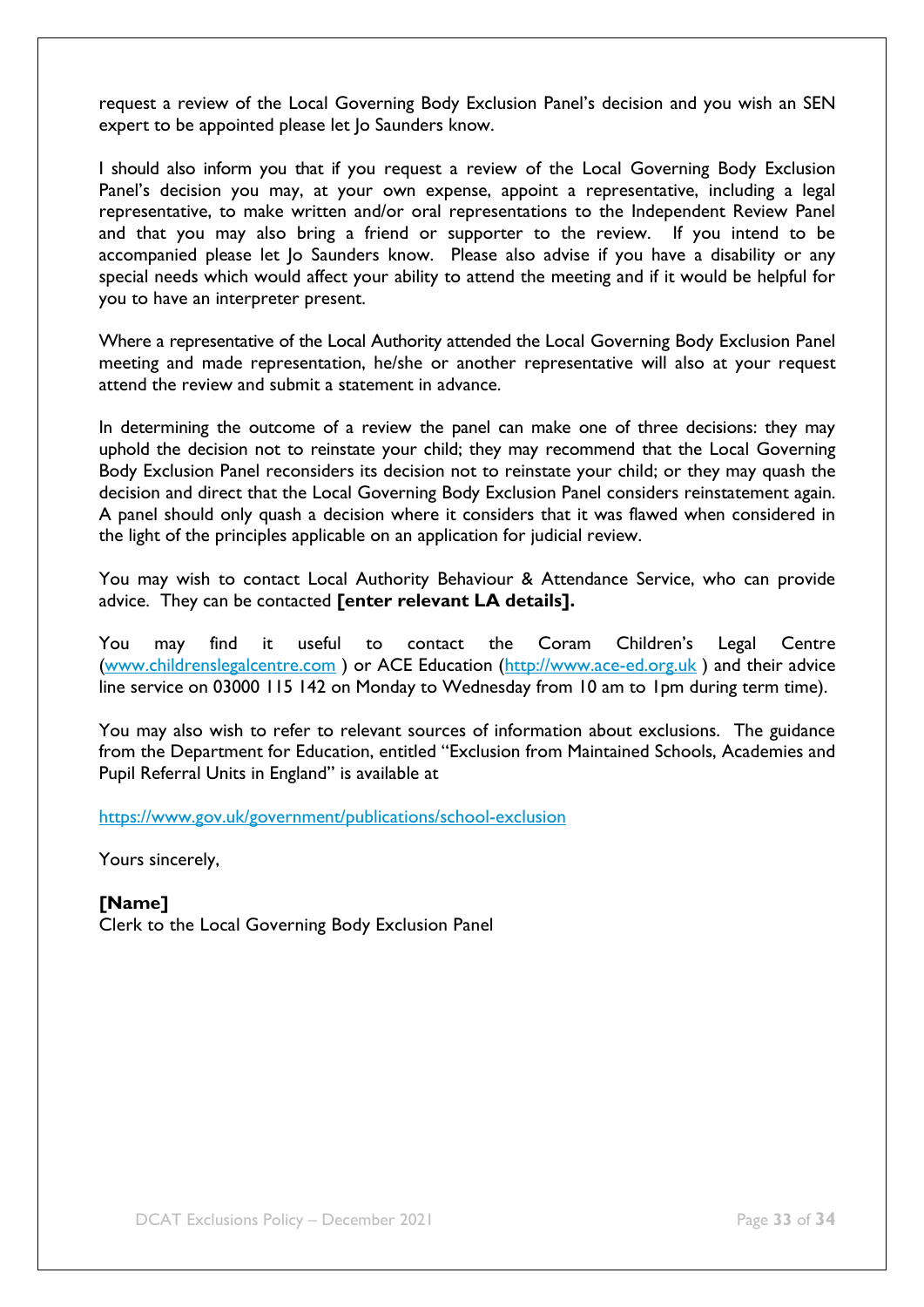request a review of the Local Governing Body Exclusion Panel's decision and you wish an SEN expert to be appointed please let Jo Saunders know.

I should also inform you that if you request a review of the Local Governing Body Exclusion Panel's decision you may, at your own expense, appoint a representative, including a legal representative, to make written and/or oral representations to the Independent Review Panel and that you may also bring a friend or supporter to the review. If you intend to be accompanied please let Jo Saunders know. Please also advise if you have a disability or any special needs which would affect your ability to attend the meeting and if it would be helpful for you to have an interpreter present.

Where a representative of the Local Authority attended the Local Governing Body Exclusion Panel meeting and made representation, he/she or another representative will also at your request attend the review and submit a statement in advance.

In determining the outcome of a review the panel can make one of three decisions: they may uphold the decision not to reinstate your child; they may recommend that the Local Governing Body Exclusion Panel reconsiders its decision not to reinstate your child; or they may quash the decision and direct that the Local Governing Body Exclusion Panel considers reinstatement again. A panel should only quash a decision where it considers that it was flawed when considered in the light of the principles applicable on an application for judicial review.

You may wish to contact Local Authority Behaviour & Attendance Service, who can provide advice. They can be contacted **[enter relevant LA details].**

You may find it useful to contact the Coram Children's Legal Centre (www.childrenslegalcentre.com ) or ACE Education (http://www.ace-ed.org.uk ) and their advice line service on 03000 115 142 on Monday to Wednesday from 10 am to 1pm during term time).

You may also wish to refer to relevant sources of information about exclusions. The guidance from the Department for Education, entitled "Exclusion from Maintained Schools, Academies and Pupil Referral Units in England" is available at

https://www.gov.uk/government/publications/school-exclusion

Yours sincerely,

**[Name]**
Clerk to the Local Governing Body Exclusion Panel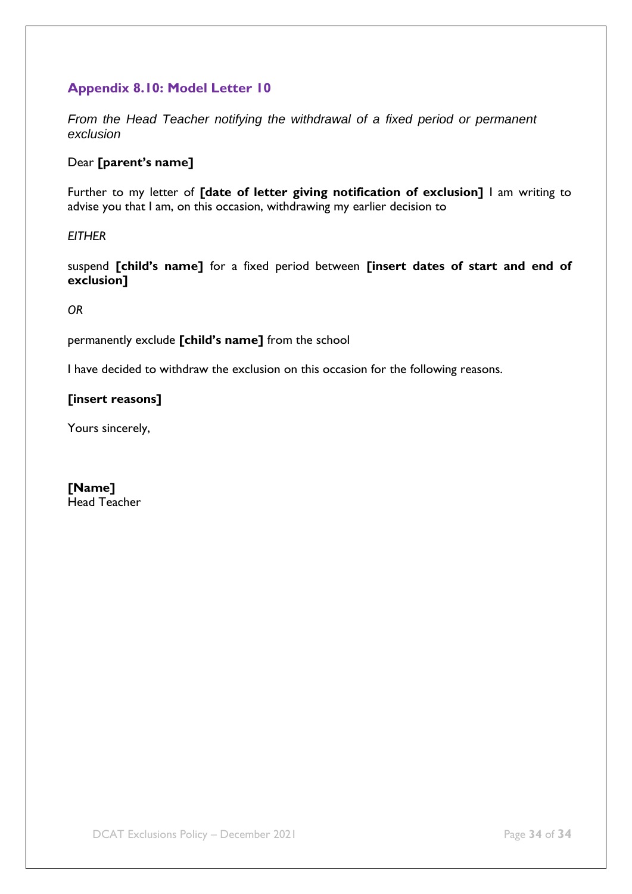## Appendix 8.10: Model Letter 10

*From the Head Teacher notifying the withdrawal of a fixed period or permanent exclusion*

Dear **[parent's name]**

Further to my letter of **[date of letter giving notification of exclusion]** I am writing to advise you that I am, on this occasion, withdrawing my earlier decision to

*EITHER*

suspend **[child's name]** for a fixed period between **[insert dates of start and end of exclusion]**

*OR*

permanently exclude **[child's name]** from the school

I have decided to withdraw the exclusion on this occasion for the following reasons.

**[insert reasons]**

Yours sincerely,

**[Name]**
Head Teacher